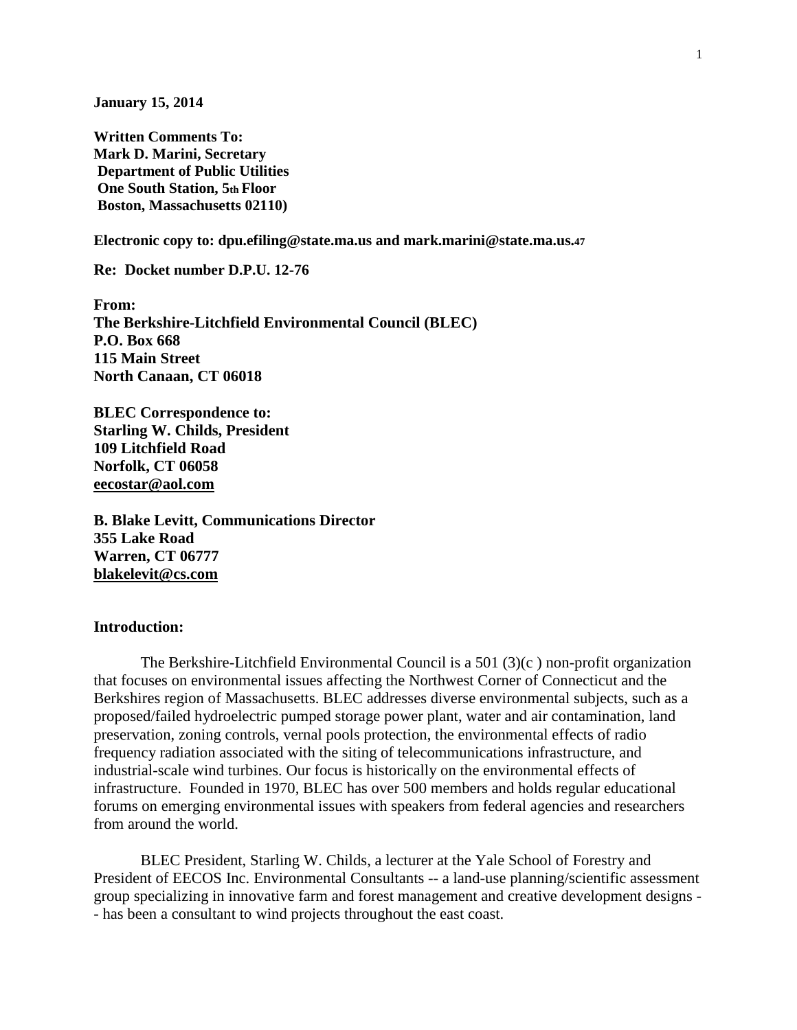**January 15, 2014**

**Written Comments To:**
**Mark D. Marini, Secretary**
**Department of Public Utilities**
**One South Station, 5th Floor**
**Boston, Massachusetts 02110)**

**Electronic copy to: dpu.efiling@state.ma.us and mark.marini@state.ma.us.47**

**Re: Docket number D.P.U. 12-76**

**From:**
**The Berkshire-Litchfield Environmental Council (BLEC)**
**P.O. Box 668**
**115 Main Street**
**North Canaan, CT 06018**

**BLEC Correspondence to:**
**Starling W. Childs, President**
**109 Litchfield Road**
**Norfolk, CT 06058**
**eecostar@aol.com**

**B. Blake Levitt, Communications Director**
**355 Lake Road**
**Warren, CT 06777**
**blakelevit@cs.com**

**Introduction:**

The Berkshire-Litchfield Environmental Council is a 501 (3)(c ) non-profit organization that focuses on environmental issues affecting the Northwest Corner of Connecticut and the Berkshires region of Massachusetts. BLEC addresses diverse environmental subjects, such as a proposed/failed hydroelectric pumped storage power plant, water and air contamination, land preservation, zoning controls, vernal pools protection, the environmental effects of radio frequency radiation associated with the siting of telecommunications infrastructure, and industrial-scale wind turbines. Our focus is historically on the environmental effects of infrastructure. Founded in 1970, BLEC has over 500 members and holds regular educational forums on emerging environmental issues with speakers from federal agencies and researchers from around the world.

BLEC President, Starling W. Childs, a lecturer at the Yale School of Forestry and President of EECOS Inc. Environmental Consultants -- a land-use planning/scientific assessment group specializing in innovative farm and forest management and creative development designs -- has been a consultant to wind projects throughout the east coast.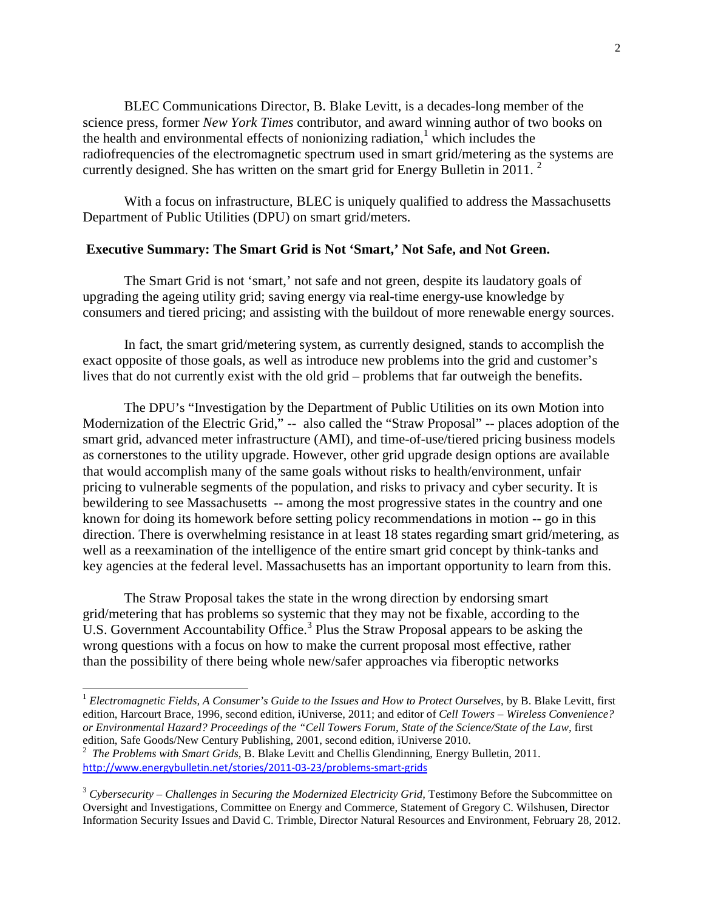BLEC Communications Director, B. Blake Levitt, is a decades-long member of the science press, former *New York Times* contributor, and award winning author of two books on the health and environmental effects of nonionizing radiation,[1] which includes the radiofrequencies of the electromagnetic spectrum used in smart grid/metering as the systems are currently designed. She has written on the smart grid for Energy Bulletin in 2011. [2]

With a focus on infrastructure, BLEC is uniquely qualified to address the Massachusetts Department of Public Utilities (DPU) on smart grid/meters.

## Executive Summary: The Smart Grid is Not 'Smart,' Not Safe, and Not Green.

The Smart Grid is not 'smart,' not safe and not green, despite its laudatory goals of upgrading the ageing utility grid; saving energy via real-time energy-use knowledge by consumers and tiered pricing; and assisting with the buildout of more renewable energy sources.

In fact, the smart grid/metering system, as currently designed, stands to accomplish the exact opposite of those goals, as well as introduce new problems into the grid and customer's lives that do not currently exist with the old grid – problems that far outweigh the benefits.

The DPU's "Investigation by the Department of Public Utilities on its own Motion into Modernization of the Electric Grid," -- also called the "Straw Proposal" -- places adoption of the smart grid, advanced meter infrastructure (AMI), and time-of-use/tiered pricing business models as cornerstones to the utility upgrade. However, other grid upgrade design options are available that would accomplish many of the same goals without risks to health/environment, unfair pricing to vulnerable segments of the population, and risks to privacy and cyber security. It is bewildering to see Massachusetts -- among the most progressive states in the country and one known for doing its homework before setting policy recommendations in motion -- go in this direction. There is overwhelming resistance in at least 18 states regarding smart grid/metering, as well as a reexamination of the intelligence of the entire smart grid concept by think-tanks and key agencies at the federal level. Massachusetts has an important opportunity to learn from this.

The Straw Proposal takes the state in the wrong direction by endorsing smart grid/metering that has problems so systemic that they may not be fixable, according to the U.S. Government Accountability Office.[3] Plus the Straw Proposal appears to be asking the wrong questions with a focus on how to make the current proposal most effective, rather than the possibility of there being whole new/safer approaches via fiberoptic networks

---

[1] *Electromagnetic Fields, A Consumer's Guide to the Issues and How to Protect Ourselves,* by B. Blake Levitt, first edition, Harcourt Brace, 1996, second edition, iUniverse, 2011; and editor of *Cell Towers – Wireless Convenience? or Environmental Hazard? Proceedings of the "Cell Towers Forum, State of the Science/State of the Law,* first edition, Safe Goods/New Century Publishing, 2001, second edition, iUniverse 2010.

[2] *The Problems with Smart Grids,* B. Blake Levitt and Chellis Glendinning, Energy Bulletin, 2011. http://www.energybulletin.net/stories/2011-03-23/problems-smart-grids

[3] *Cybersecurity – Challenges in Securing the Modernized Electricity Grid,* Testimony Before the Subcommittee on Oversight and Investigations, Committee on Energy and Commerce, Statement of Gregory C. Wilshusen, Director Information Security Issues and David C. Trimble, Director Natural Resources and Environment, February 28, 2012.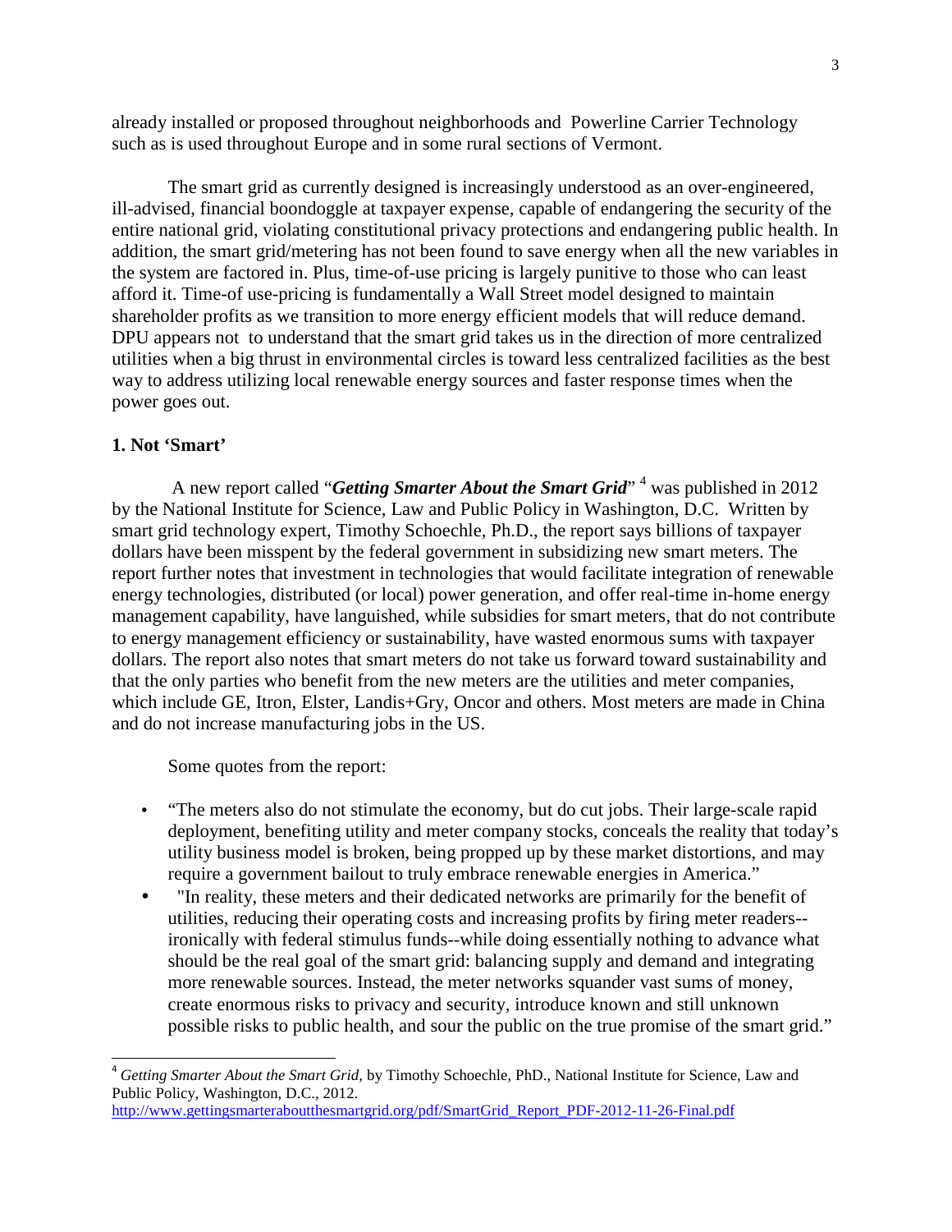already installed or proposed throughout neighborhoods and Powerline Carrier Technology such as is used throughout Europe and in some rural sections of Vermont.

The smart grid as currently designed is increasingly understood as an over-engineered, ill-advised, financial boondoggle at taxpayer expense, capable of endangering the security of the entire national grid, violating constitutional privacy protections and endangering public health. In addition, the smart grid/metering has not been found to save energy when all the new variables in the system are factored in. Plus, time-of-use pricing is largely punitive to those who can least afford it. Time-of use-pricing is fundamentally a Wall Street model designed to maintain shareholder profits as we transition to more energy efficient models that will reduce demand. DPU appears not to understand that the smart grid takes us in the direction of more centralized utilities when a big thrust in environmental circles is toward less centralized facilities as the best way to address utilizing local renewable energy sources and faster response times when the power goes out.

### 1. Not 'Smart'

A new report called "***Getting Smarter About the Smart Grid***" [4] was published in 2012 by the National Institute for Science, Law and Public Policy in Washington, D.C. Written by smart grid technology expert, Timothy Schoechle, Ph.D., the report says billions of taxpayer dollars have been misspent by the federal government in subsidizing new smart meters. The report further notes that investment in technologies that would facilitate integration of renewable energy technologies, distributed (or local) power generation, and offer real-time in-home energy management capability, have languished, while subsidies for smart meters, that do not contribute to energy management efficiency or sustainability, have wasted enormous sums with taxpayer dollars. The report also notes that smart meters do not take us forward toward sustainability and that the only parties who benefit from the new meters are the utilities and meter companies, which include GE, Itron, Elster, Landis+Gry, Oncor and others. Most meters are made in China and do not increase manufacturing jobs in the US.

Some quotes from the report:

- "The meters also do not stimulate the economy, but do cut jobs. Their large-scale rapid deployment, benefiting utility and meter company stocks, conceals the reality that today's utility business model is broken, being propped up by these market distortions, and may require a government bailout to truly embrace renewable energies in America."
- "In reality, these meters and their dedicated networks are primarily for the benefit of utilities, reducing their operating costs and increasing profits by firing meter readers--ironically with federal stimulus funds--while doing essentially nothing to advance what should be the real goal of the smart grid: balancing supply and demand and integrating more renewable sources. Instead, the meter networks squander vast sums of money, create enormous risks to privacy and security, introduce known and still unknown possible risks to public health, and sour the public on the true promise of the smart grid."

---

[4] *Getting Smarter About the Smart Grid*, by Timothy Schoechle, PhD., National Institute for Science, Law and Public Policy, Washington, D.C., 2012. http://www.gettingsmarterabouthesmartgrid.org/pdf/SmartGrid_Report_PDF-2012-11-26-Final.pdf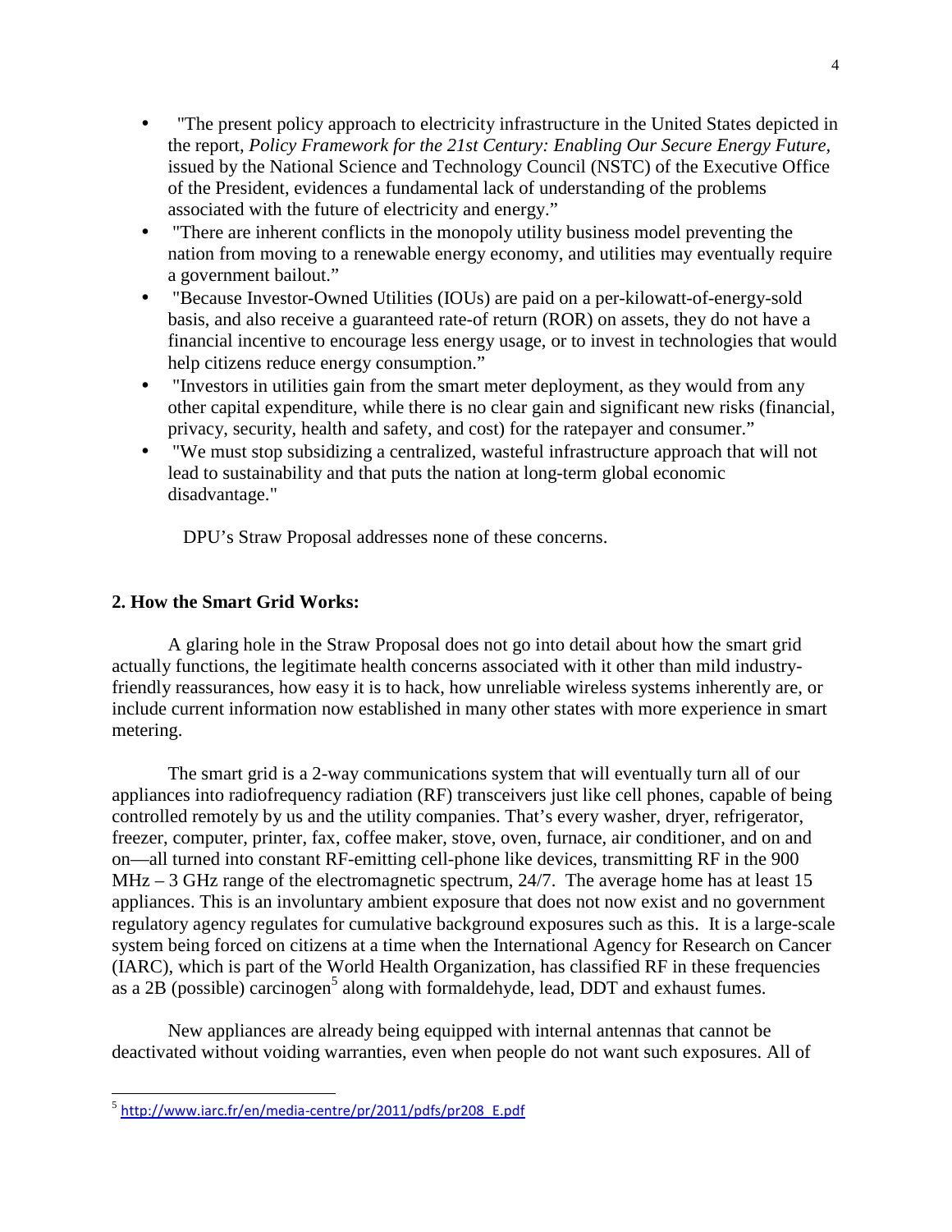- "The present policy approach to electricity infrastructure in the United States depicted in the report, *Policy Framework for the 21st Century: Enabling Our Secure Energy Future*, issued by the National Science and Technology Council (NSTC) of the Executive Office of the President, evidences a fundamental lack of understanding of the problems associated with the future of electricity and energy."
- "There are inherent conflicts in the monopoly utility business model preventing the nation from moving to a renewable energy economy, and utilities may eventually require a government bailout."
- "Because Investor-Owned Utilities (IOUs) are paid on a per-kilowatt-of-energy-sold basis, and also receive a guaranteed rate-of return (ROR) on assets, they do not have a financial incentive to encourage less energy usage, or to invest in technologies that would help citizens reduce energy consumption."
- "Investors in utilities gain from the smart meter deployment, as they would from any other capital expenditure, while there is no clear gain and significant new risks (financial, privacy, security, health and safety, and cost) for the ratepayer and consumer."
- "We must stop subsidizing a centralized, wasteful infrastructure approach that will not lead to sustainability and that puts the nation at long-term global economic disadvantage."

DPU's Straw Proposal addresses none of these concerns.

**2. How the Smart Grid Works:**

A glaring hole in the Straw Proposal does not go into detail about how the smart grid actually functions, the legitimate health concerns associated with it other than mild industry-friendly reassurances, how easy it is to hack, how unreliable wireless systems inherently are, or include current information now established in many other states with more experience in smart metering.

The smart grid is a 2-way communications system that will eventually turn all of our appliances into radiofrequency radiation (RF) transceivers just like cell phones, capable of being controlled remotely by us and the utility companies. That's every washer, dryer, refrigerator, freezer, computer, printer, fax, coffee maker, stove, oven, furnace, air conditioner, and on and on—all turned into constant RF-emitting cell-phone like devices, transmitting RF in the 900 MHz – 3 GHz range of the electromagnetic spectrum, 24/7. The average home has at least 15 appliances. This is an involuntary ambient exposure that does not now exist and no government regulatory agency regulates for cumulative background exposures such as this. It is a large-scale system being forced on citizens at a time when the International Agency for Research on Cancer (IARC), which is part of the World Health Organization, has classified RF in these frequencies as a 2B (possible) carcinogen[5] along with formaldehyde, lead, DDT and exhaust fumes.

New appliances are already being equipped with internal antennas that cannot be deactivated without voiding warranties, even when people do not want such exposures. All of

[5] http://www.iarc.fr/en/media-centre/pr/2011/pdfs/pr208_E.pdf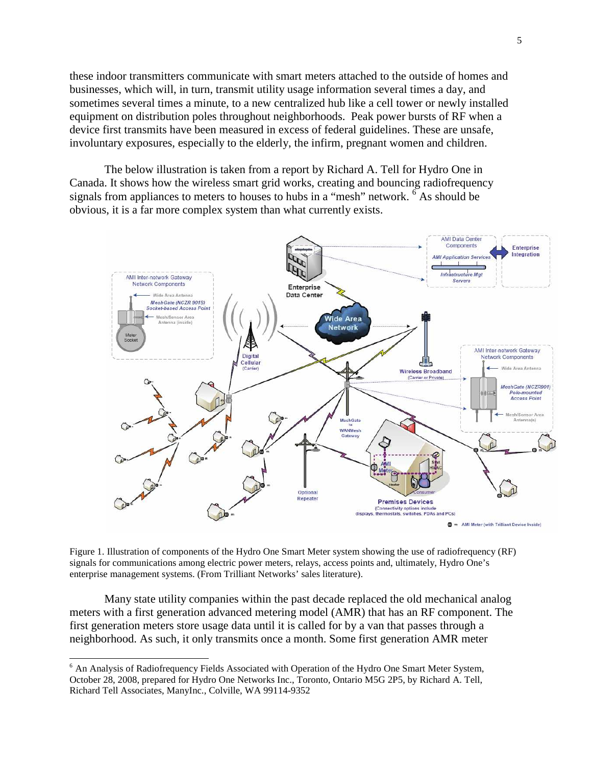these indoor transmitters communicate with smart meters attached to the outside of homes and businesses, which will, in turn, transmit utility usage information several times a day, and sometimes several times a minute, to a new centralized hub like a cell tower or newly installed equipment on distribution poles throughout neighborhoods. Peak power bursts of RF when a device first transmits have been measured in excess of federal guidelines. These are unsafe, involuntary exposures, especially to the elderly, the infirm, pregnant women and children.

The below illustration is taken from a report by Richard A. Tell for Hydro One in Canada. It shows how the wireless smart grid works, creating and bouncing radiofrequency signals from appliances to meters to houses to hubs in a "mesh" network. [6] As should be obvious, it is a far more complex system than what currently exists.

Figure 1. Illustration of components of the Hydro One Smart Meter system showing the use of radiofrequency (RF) signals for communications among electric power meters, relays, access points and, ultimately, Hydro One's enterprise management systems. (From Trilliant Networks' sales literature).

Many state utility companies within the past decade replaced the old mechanical analog meters with a first generation advanced metering model (AMR) that has an RF component. The first generation meters store usage data until it is called for by a van that passes through a neighborhood. As such, it only transmits once a month. Some first generation AMR meter

[6] An Analysis of Radiofrequency Fields Associated with Operation of the Hydro One Smart Meter System, October 28, 2008, prepared for Hydro One Networks Inc., Toronto, Ontario M5G 2P5, by Richard A. Tell, Richard Tell Associates, ManyInc., Colville, WA 99114-9352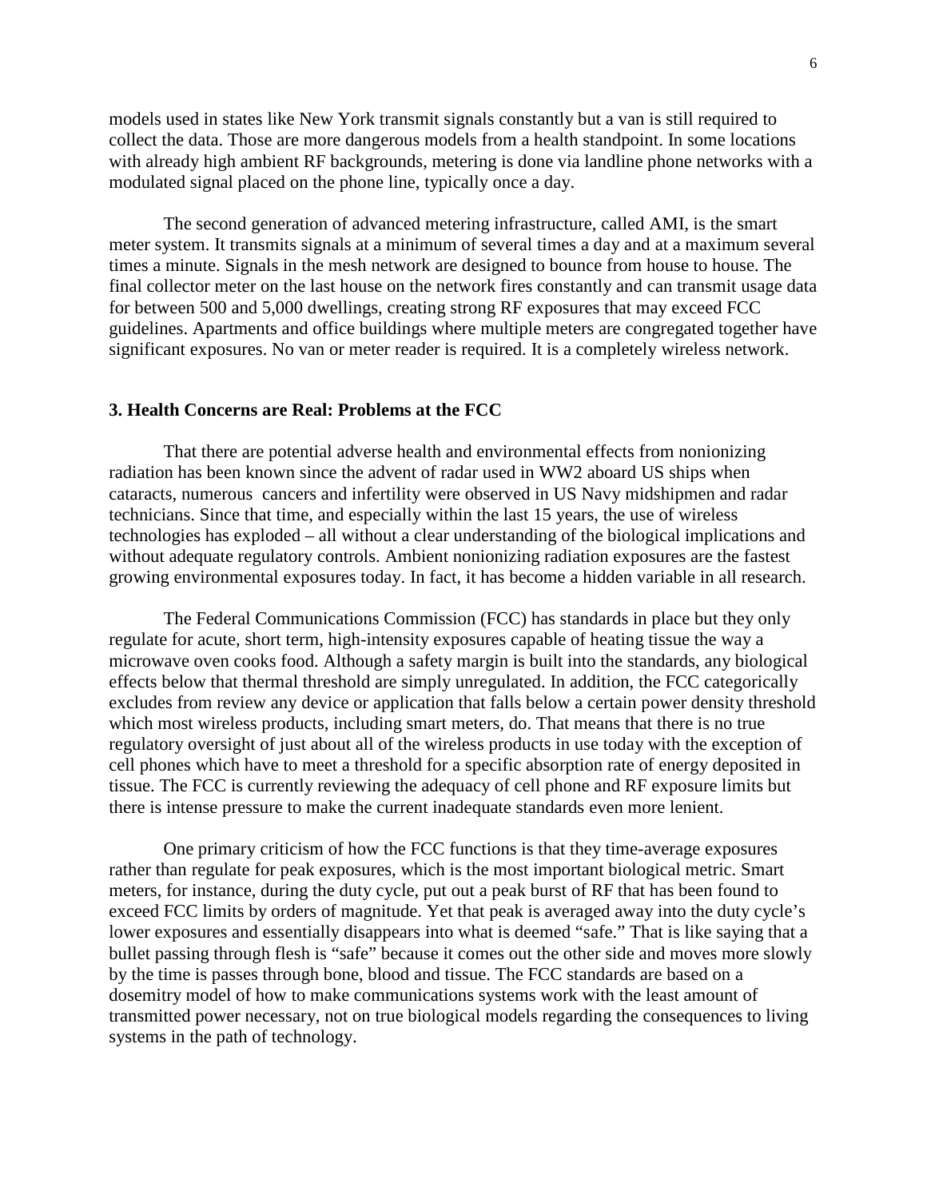models used in states like New York transmit signals constantly but a van is still required to collect the data. Those are more dangerous models from a health standpoint. In some locations with already high ambient RF backgrounds, metering is done via landline phone networks with a modulated signal placed on the phone line, typically once a day.

The second generation of advanced metering infrastructure, called AMI, is the smart meter system. It transmits signals at a minimum of several times a day and at a maximum several times a minute. Signals in the mesh network are designed to bounce from house to house. The final collector meter on the last house on the network fires constantly and can transmit usage data for between 500 and 5,000 dwellings, creating strong RF exposures that may exceed FCC guidelines. Apartments and office buildings where multiple meters are congregated together have significant exposures. No van or meter reader is required. It is a completely wireless network.

### 3. Health Concerns are Real: Problems at the FCC

That there are potential adverse health and environmental effects from nonionizing radiation has been known since the advent of radar used in WW2 aboard US ships when cataracts, numerous cancers and infertility were observed in US Navy midshipmen and radar technicians. Since that time, and especially within the last 15 years, the use of wireless technologies has exploded – all without a clear understanding of the biological implications and without adequate regulatory controls. Ambient nonionizing radiation exposures are the fastest growing environmental exposures today. In fact, it has become a hidden variable in all research.

The Federal Communications Commission (FCC) has standards in place but they only regulate for acute, short term, high-intensity exposures capable of heating tissue the way a microwave oven cooks food. Although a safety margin is built into the standards, any biological effects below that thermal threshold are simply unregulated. In addition, the FCC categorically excludes from review any device or application that falls below a certain power density threshold which most wireless products, including smart meters, do. That means that there is no true regulatory oversight of just about all of the wireless products in use today with the exception of cell phones which have to meet a threshold for a specific absorption rate of energy deposited in tissue. The FCC is currently reviewing the adequacy of cell phone and RF exposure limits but there is intense pressure to make the current inadequate standards even more lenient.

One primary criticism of how the FCC functions is that they time-average exposures rather than regulate for peak exposures, which is the most important biological metric. Smart meters, for instance, during the duty cycle, put out a peak burst of RF that has been found to exceed FCC limits by orders of magnitude. Yet that peak is averaged away into the duty cycle's lower exposures and essentially disappears into what is deemed "safe." That is like saying that a bullet passing through flesh is "safe" because it comes out the other side and moves more slowly by the time is passes through bone, blood and tissue. The FCC standards are based on a dosemitry model of how to make communications systems work with the least amount of transmitted power necessary, not on true biological models regarding the consequences to living systems in the path of technology.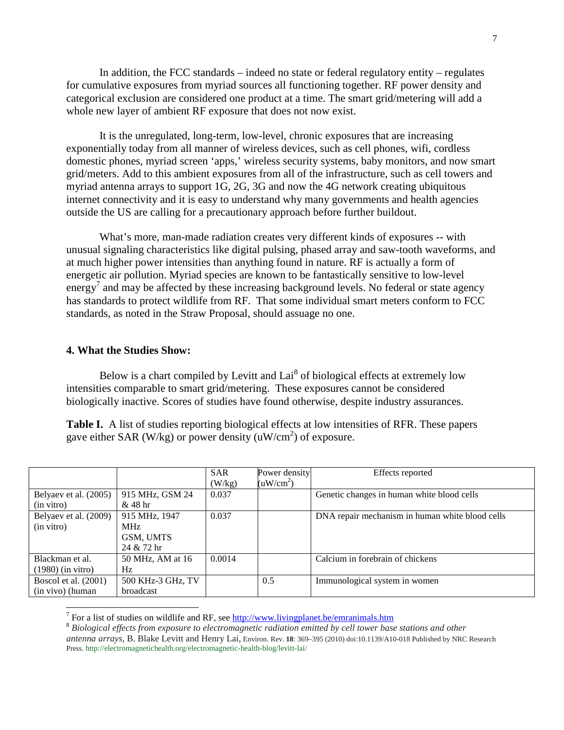In addition, the FCC standards – indeed no state or federal regulatory entity – regulates for cumulative exposures from myriad sources all functioning together. RF power density and categorical exclusion are considered one product at a time. The smart grid/metering will add a whole new layer of ambient RF exposure that does not now exist.

It is the unregulated, long-term, low-level, chronic exposures that are increasing exponentially today from all manner of wireless devices, such as cell phones, wifi, cordless domestic phones, myriad screen 'apps,' wireless security systems, baby monitors, and now smart grid/meters. Add to this ambient exposures from all of the infrastructure, such as cell towers and myriad antenna arrays to support 1G, 2G, 3G and now the 4G network creating ubiquitous internet connectivity and it is easy to understand why many governments and health agencies outside the US are calling for a precautionary approach before further buildout.

What's more, man-made radiation creates very different kinds of exposures -- with unusual signaling characteristics like digital pulsing, phased array and saw-tooth waveforms, and at much higher power intensities than anything found in nature. RF is actually a form of energetic air pollution. Myriad species are known to be fantastically sensitive to low-level energy[7] and may be affected by these increasing background levels. No federal or state agency has standards to protect wildlife from RF. That some individual smart meters conform to FCC standards, as noted in the Straw Proposal, should assuage no one.

**4. What the Studies Show:**

Below is a chart compiled by Levitt and Lai[8] of biological effects at extremely low intensities comparable to smart grid/metering. These exposures cannot be considered biologically inactive. Scores of studies have found otherwise, despite industry assurances.

**Table I.** A list of studies reporting biological effects at low intensities of RFR. These papers gave either SAR (W/kg) or power density (uW/cm$^2$) of exposure.

| | | SAR (W/kg) | Power density (uW/cm$^2$) | Effects reported |
|---|---|---|---|---|
| Belyaev et al. (2005) (in vitro) | 915 MHz, GSM 24 & 48 hr | 0.037 | | Genetic changes in human white blood cells |
| Belyaev et al. (2009) (in vitro) | 915 MHz, 1947 MHz GSM, UMTS 24 & 72 hr | 0.037 | | DNA repair mechanism in human white blood cells |
| Blackman et al. (1980) (in vitro) | 50 MHz, AM at 16 Hz | 0.0014 | | Calcium in forebrain of chickens |
| Boscol et al. (2001) (in vivo) (human | 500 KHz-3 GHz, TV broadcast | | 0.5 | Immunological system in women |

[7] For a list of studies on wildlife and RF, see http://www.livingplanet.be/emranimals.htm

[8] *Biological effects from exposure to electromagnetic radiation emitted by cell tower base stations and other antenna arrays,* B. Blake Levitt and Henry Lai, Environ. Rev. **18**: 369–395 (2010) doi:10.1139/A10-018 Published by NRC Research Press. http://electromagnetichealth.org/electromagnetic-health-blog/levitt-lai/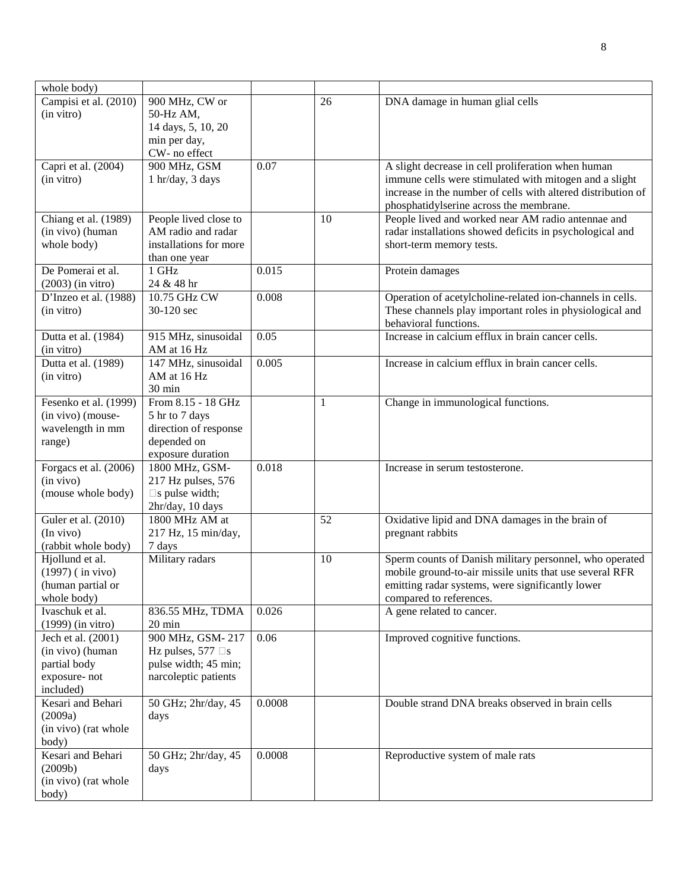| whole body) | | | | |
|---|---|---|---|---|
| Campisi et al. (2010) (in vitro) | 900 MHz, CW or 50-Hz AM, 14 days, 5, 10, 20 min per day, CW- no effect | | 26 | DNA damage in human glial cells |
| Capri et al. (2004) (in vitro) | 900 MHz, GSM 1 hr/day, 3 days | 0.07 | | A slight decrease in cell proliferation when human immune cells were stimulated with mitogen and a slight increase in the number of cells with altered distribution of phosphatidylserine across the membrane. |
| Chiang et al. (1989) (in vivo) (human whole body) | People lived close to AM radio and radar installations for more than one year | | 10 | People lived and worked near AM radio antennae and radar installations showed deficits in psychological and short-term memory tests. |
| De Pomerai et al. (2003) (in vitro) | 1 GHz 24 & 48 hr | 0.015 | | Protein damages |
| D'Inzeo et al. (1988) (in vitro) | 10.75 GHz CW 30-120 sec | 0.008 | | Operation of acetylcholine-related ion-channels in cells. These channels play important roles in physiological and behavioral functions. |
| Dutta et al. (1984) (in vitro) | 915 MHz, sinusoidal AM at 16 Hz | 0.05 | | Increase in calcium efflux in brain cancer cells. |
| Dutta et al. (1989) (in vitro) | 147 MHz, sinusoidal AM at 16 Hz 30 min | 0.005 | | Increase in calcium efflux in brain cancer cells. |
| Fesenko et al. (1999) (in vivo) (mouse- wavelength in mm range) | From 8.15 - 18 GHz 5 hr to 7 days direction of response depended on exposure duration | | 1 | Change in immunological functions. |
| Forgacs et al. (2006) (in vivo) (mouse whole body) | 1800 MHz, GSM- 217 Hz pulses, 576 μs pulse width; 2hr/day, 10 days | 0.018 | | Increase in serum testosterone. |
| Guler et al. (2010) (In vivo) (rabbit whole body) | 1800 MHz AM at 217 Hz, 15 min/day, 7 days | | 52 | Oxidative lipid and DNA damages in the brain of pregnant rabbits |
| Hjollund et al. (1997) ( in vivo) (human partial or whole body) | Military radars | | 10 | Sperm counts of Danish military personnel, who operated mobile ground-to-air missile units that use several RFR emitting radar systems, were significantly lower compared to references. |
| Ivaschuk et al. (1999) (in vitro) | 836.55 MHz, TDMA 20 min | 0.026 | | A gene related to cancer. |
| Jech et al. (2001) (in vivo) (human partial body exposure- not included) | 900 MHz, GSM- 217 Hz pulses, 577 μs pulse width; 45 min; narcoleptic patients | 0.06 | | Improved cognitive functions. |
| Kesari and Behari (2009a) (in vivo) (rat whole body) | 50 GHz; 2hr/day, 45 days | 0.0008 | | Double strand DNA breaks observed in brain cells |
| Kesari and Behari (2009b) (in vivo) (rat whole body) | 50 GHz; 2hr/day, 45 days | 0.0008 | | Reproductive system of male rats |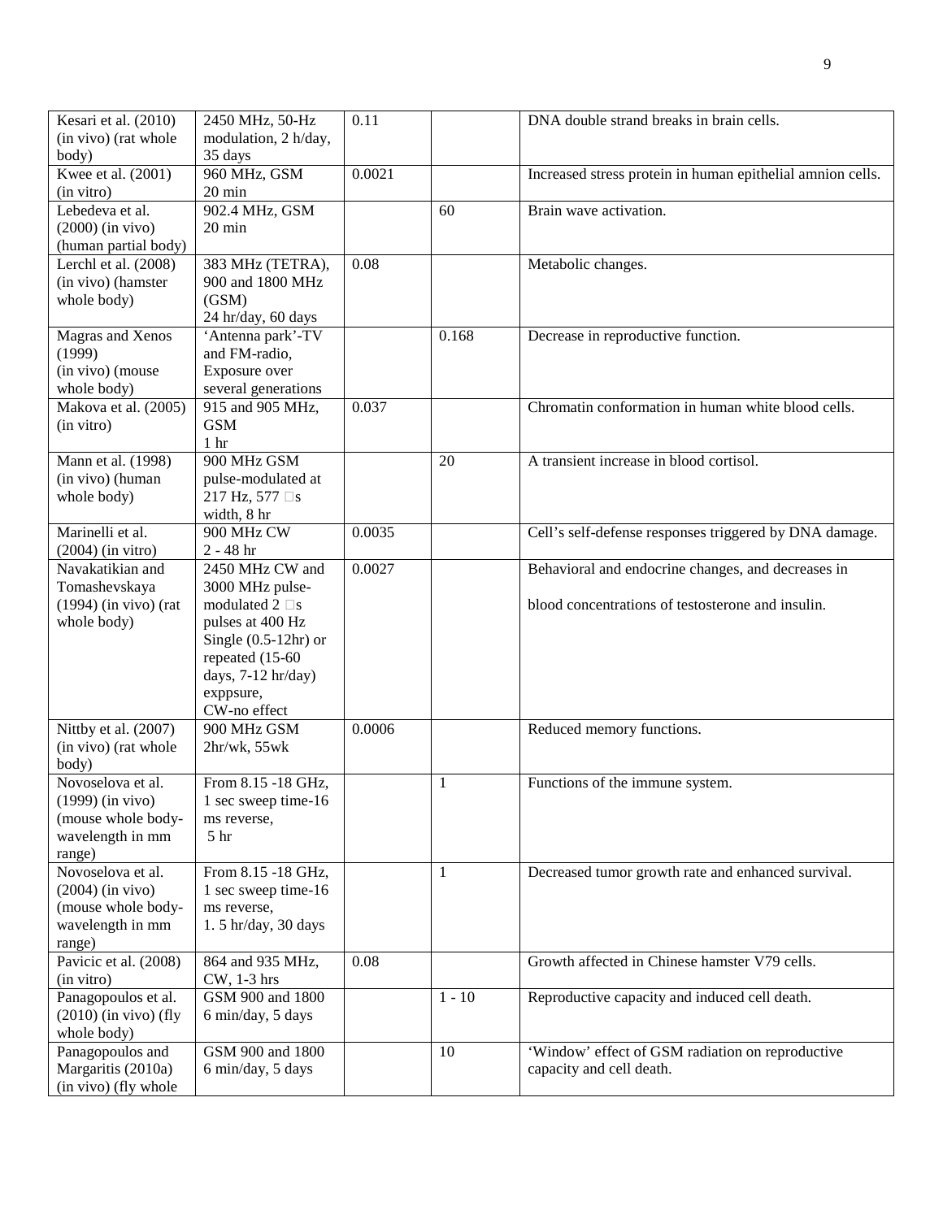| | | | | |
|---|---|---|---|---|
| Kesari et al. (2010) (in vivo) (rat whole body) | 2450 MHz, 50-Hz modulation, 2 h/day, 35 days | 0.11 | | DNA double strand breaks in brain cells. |
| Kwee et al. (2001) (in vitro) | 960 MHz, GSM 20 min | 0.0021 | | Increased stress protein in human epithelial amnion cells. |
| Lebedeva et al. (2000) (in vivo) (human partial body) | 902.4 MHz, GSM 20 min | | 60 | Brain wave activation. |
| Lerchl et al. (2008) (in vivo) (hamster whole body) | 383 MHz (TETRA), 900 and 1800 MHz (GSM) 24 hr/day, 60 days | 0.08 | | Metabolic changes. |
| Magras and Xenos (1999) (in vivo) (mouse whole body) | 'Antenna park'-TV and FM-radio, Exposure over several generations | | 0.168 | Decrease in reproductive function. |
| Makova et al. (2005) (in vitro) | 915 and 905 MHz, GSM 1 hr | 0.037 | | Chromatin conformation in human white blood cells. |
| Mann et al. (1998) (in vivo) (human whole body) | 900 MHz GSM pulse-modulated at 217 Hz, 577 μs width, 8 hr | | 20 | A transient increase in blood cortisol. |
| Marinelli et al. (2004) (in vitro) | 900 MHz CW 2 - 48 hr | 0.0035 | | Cell's self-defense responses triggered by DNA damage. |
| Navakatikian and Tomashevskaya (1994) (in vivo) (rat whole body) | 2450 MHz CW and 3000 MHz pulse-modulated 2 μs pulses at 400 Hz Single (0.5-12hr) or repeated (15-60 days, 7-12 hr/day) exppsure, CW-no effect | 0.0027 | | Behavioral and endocrine changes, and decreases in blood concentrations of testosterone and insulin. |
| Nittby et al. (2007) (in vivo) (rat whole body) | 900 MHz GSM 2hr/wk, 55wk | 0.0006 | | Reduced memory functions. |
| Novoselova et al. (1999) (in vivo) (mouse whole body-wavelength in mm range) | From 8.15 -18 GHz, 1 sec sweep time-16 ms reverse, 5 hr | | 1 | Functions of the immune system. |
| Novoselova et al. (2004) (in vivo) (mouse whole body-wavelength in mm range) | From 8.15 -18 GHz, 1 sec sweep time-16 ms reverse, 1. 5 hr/day, 30 days | | 1 | Decreased tumor growth rate and enhanced survival. |
| Pavicic et al. (2008) (in vitro) | 864 and 935 MHz, CW, 1-3 hrs | 0.08 | | Growth affected in Chinese hamster V79 cells. |
| Panagopoulos et al. (2010) (in vivo) (fly whole body) | GSM 900 and 1800 6 min/day, 5 days | | 1 - 10 | Reproductive capacity and induced cell death. |
| Panagopoulos and Margaritis (2010a) (in vivo) (fly whole | GSM 900 and 1800 6 min/day, 5 days | | 10 | 'Window' effect of GSM radiation on reproductive capacity and cell death. |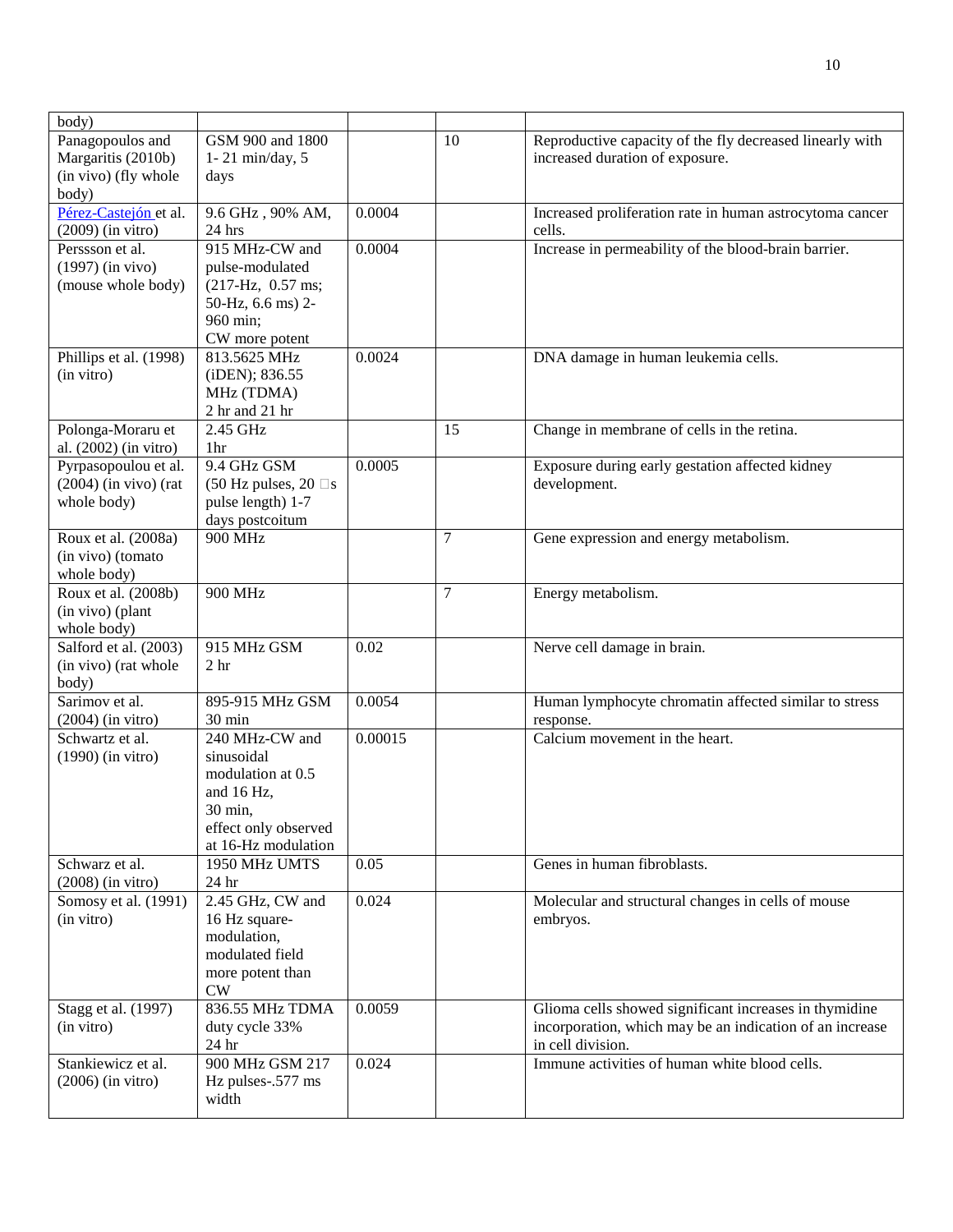| body) | | | | |
|---|---|---|---|---|
| Panagopoulos and Margaritis (2010b) (in vivo) (fly whole body) | GSM 900 and 1800 1- 21 min/day, 5 days | | 10 | Reproductive capacity of the fly decreased linearly with increased duration of exposure. |
| Pérez-Castejón et al. (2009) (in vitro) | 9.6 GHz , 90% AM, 24 hrs | 0.0004 | | Increased proliferation rate in human astrocytoma cancer cells. |
| Perssson et al. (1997) (in vivo) (mouse whole body) | 915 MHz-CW and pulse-modulated (217-Hz, 0.57 ms; 50-Hz, 6.6 ms) 2-960 min; CW more potent | 0.0004 | | Increase in permeability of the blood-brain barrier. |
| Phillips et al. (1998) (in vitro) | 813.5625 MHz (iDEN); 836.55 MHz (TDMA) 2 hr and 21 hr | 0.0024 | | DNA damage in human leukemia cells. |
| Polonga-Moraru et al. (2002) (in vitro) | 2.45 GHz 1hr | | 15 | Change in membrane of cells in the retina. |
| Pyrpasopoulou et al. (2004) (in vivo) (rat whole body) | 9.4 GHz GSM (50 Hz pulses, 20 μs pulse length) 1-7 days postcoitum | 0.0005 | | Exposure during early gestation affected kidney development. |
| Roux et al. (2008a) (in vivo) (tomato whole body) | 900 MHz | | 7 | Gene expression and energy metabolism. |
| Roux et al. (2008b) (in vivo) (plant whole body) | 900 MHz | | 7 | Energy metabolism. |
| Salford et al. (2003) (in vivo) (rat whole body) | 915 MHz GSM 2 hr | 0.02 | | Nerve cell damage in brain. |
| Sarimov et al. (2004) (in vitro) | 895-915 MHz GSM 30 min | 0.0054 | | Human lymphocyte chromatin affected similar to stress response. |
| Schwartz et al. (1990) (in vitro) | 240 MHz-CW and sinusoidal modulation at 0.5 and 16 Hz, 30 min, effect only observed at 16-Hz modulation | 0.00015 | | Calcium movement in the heart. |
| Schwarz et al. (2008) (in vitro) | 1950 MHz UMTS 24 hr | 0.05 | | Genes in human fibroblasts. |
| Somosy et al. (1991) (in vitro) | 2.45 GHz, CW and 16 Hz square-modulation, modulated field more potent than CW | 0.024 | | Molecular and structural changes in cells of mouse embryos. |
| Stagg et al. (1997) (in vitro) | 836.55 MHz TDMA duty cycle 33% 24 hr | 0.0059 | | Glioma cells showed significant increases in thymidine incorporation, which may be an indication of an increase in cell division. |
| Stankiewicz et al. (2006) (in vitro) | 900 MHz GSM 217 Hz pulses-.577 ms width | 0.024 | | Immune activities of human white blood cells. |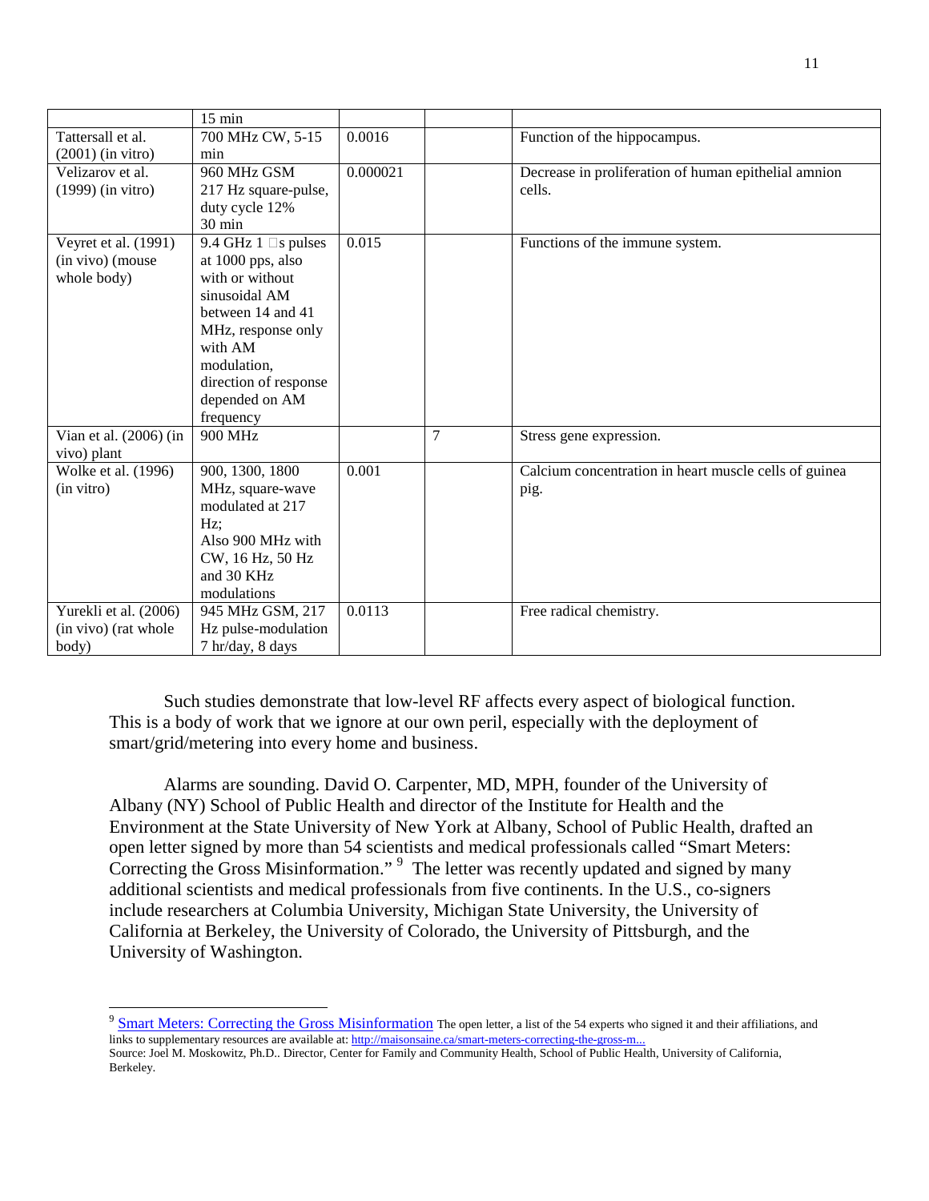| | | | | |
|---|---|---|---|---|
| | 15 min | | | |
| Tattersall et al. (2001) (in vitro) | 700 MHz CW, 5-15 min | 0.0016 | | Function of the hippocampus. |
| Velizarov et al. (1999) (in vitro) | 960 MHz GSM 217 Hz square-pulse, duty cycle 12% 30 min | 0.000021 | | Decrease in proliferation of human epithelial amnion cells. |
| Veyret et al. (1991) (in vivo) (mouse whole body) | 9.4 GHz 1 s pulses at 1000 pps, also with or without sinusoidal AM between 14 and 41 MHz, response only with AM modulation, direction of response depended on AM frequency | 0.015 | | Functions of the immune system. |
| Vian et al. (2006) (in vivo) plant | 900 MHz | | 7 | Stress gene expression. |
| Wolke et al. (1996) (in vitro) | 900, 1300, 1800 MHz, square-wave modulated at 217 Hz; Also 900 MHz with CW, 16 Hz, 50 Hz and 30 KHz modulations | 0.001 | | Calcium concentration in heart muscle cells of guinea pig. |
| Yurekli et al. (2006) (in vivo) (rat whole body) | 945 MHz GSM, 217 Hz pulse-modulation 7 hr/day, 8 days | 0.0113 | | Free radical chemistry. |

Such studies demonstrate that low-level RF affects every aspect of biological function. This is a body of work that we ignore at our own peril, especially with the deployment of smart/grid/metering into every home and business.

Alarms are sounding. David O. Carpenter, MD, MPH, founder of the University of Albany (NY) School of Public Health and director of the Institute for Health and the Environment at the State University of New York at Albany, School of Public Health, drafted an open letter signed by more than 54 scientists and medical professionals called "Smart Meters: Correcting the Gross Misinformation." [9] The letter was recently updated and signed by many additional scientists and medical professionals from five continents. In the U.S., co-signers include researchers at Columbia University, Michigan State University, the University of California at Berkeley, the University of Colorado, the University of Pittsburgh, and the University of Washington.

---

[9] Smart Meters: Correcting the Gross Misinformation The open letter, a list of the 54 experts who signed it and their affiliations, and links to supplementary resources are available at: http://maisonsaine.ca/smart-meters-correcting-the-gross-m...
Source: Joel M. Moskowitz, Ph.D.. Director, Center for Family and Community Health, School of Public Health, University of California, Berkeley.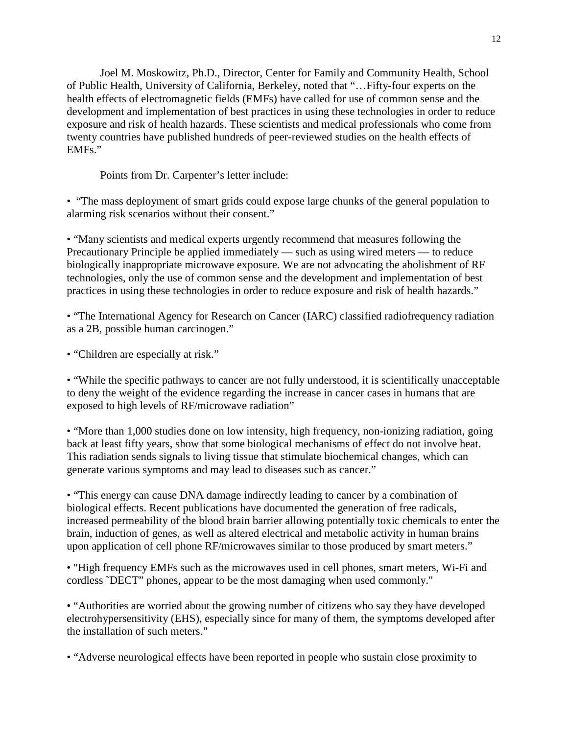Joel M. Moskowitz, Ph.D., Director, Center for Family and Community Health, School of Public Health, University of California, Berkeley, noted that "…Fifty-four experts on the health effects of electromagnetic fields (EMFs) have called for use of common sense and the development and implementation of best practices in using these technologies in order to reduce exposure and risk of health hazards. These scientists and medical professionals who come from twenty countries have published hundreds of peer-reviewed studies on the health effects of EMFs."

Points from Dr. Carpenter's letter include:

• "The mass deployment of smart grids could expose large chunks of the general population to alarming risk scenarios without their consent."

• "Many scientists and medical experts urgently recommend that measures following the Precautionary Principle be applied immediately — such as using wired meters — to reduce biologically inappropriate microwave exposure. We are not advocating the abolishment of RF technologies, only the use of common sense and the development and implementation of best practices in using these technologies in order to reduce exposure and risk of health hazards."

• "The International Agency for Research on Cancer (IARC) classified radiofrequency radiation as a 2B, possible human carcinogen."

• "Children are especially at risk."

• "While the specific pathways to cancer are not fully understood, it is scientifically unacceptable to deny the weight of the evidence regarding the increase in cancer cases in humans that are exposed to high levels of RF/microwave radiation"

• "More than 1,000 studies done on low intensity, high frequency, non-ionizing radiation, going back at least fifty years, show that some biological mechanisms of effect do not involve heat. This radiation sends signals to living tissue that stimulate biochemical changes, which can generate various symptoms and may lead to diseases such as cancer."

• "This energy can cause DNA damage indirectly leading to cancer by a combination of biological effects. Recent publications have documented the generation of free radicals, increased permeability of the blood brain barrier allowing potentially toxic chemicals to enter the brain, induction of genes, as well as altered electrical and metabolic activity in human brains upon application of cell phone RF/microwaves similar to those produced by smart meters."

• "High frequency EMFs such as the microwaves used in cell phones, smart meters, Wi-Fi and cordless ˜DECT" phones, appear to be the most damaging when used commonly."

• "Authorities are worried about the growing number of citizens who say they have developed electrohypersensitivity (EHS), especially since for many of them, the symptoms developed after the installation of such meters."

• "Adverse neurological effects have been reported in people who sustain close proximity to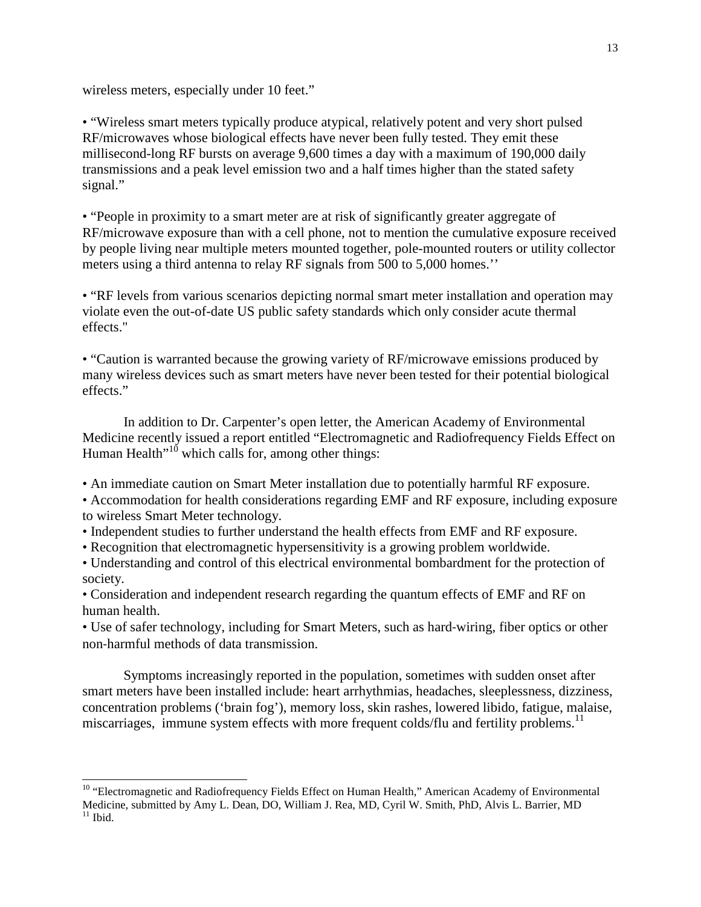wireless meters, especially under 10 feet."

• "Wireless smart meters typically produce atypical, relatively potent and very short pulsed RF/microwaves whose biological effects have never been fully tested. They emit these millisecond-long RF bursts on average 9,600 times a day with a maximum of 190,000 daily transmissions and a peak level emission two and a half times higher than the stated safety signal."

• "People in proximity to a smart meter are at risk of significantly greater aggregate of RF/microwave exposure than with a cell phone, not to mention the cumulative exposure received by people living near multiple meters mounted together, pole-mounted routers or utility collector meters using a third antenna to relay RF signals from 500 to 5,000 homes.''

• "RF levels from various scenarios depicting normal smart meter installation and operation may violate even the out-of-date US public safety standards which only consider acute thermal effects."

• "Caution is warranted because the growing variety of RF/microwave emissions produced by many wireless devices such as smart meters have never been tested for their potential biological effects."

In addition to Dr. Carpenter's open letter, the American Academy of Environmental Medicine recently issued a report entitled "Electromagnetic and Radiofrequency Fields Effect on Human Health"[10] which calls for, among other things:

• An immediate caution on Smart Meter installation due to potentially harmful RF exposure.
• Accommodation for health considerations regarding EMF and RF exposure, including exposure to wireless Smart Meter technology.
• Independent studies to further understand the health effects from EMF and RF exposure.
• Recognition that electromagnetic hypersensitivity is a growing problem worldwide.
• Understanding and control of this electrical environmental bombardment for the protection of society.
• Consideration and independent research regarding the quantum effects of EMF and RF on human health.
• Use of safer technology, including for Smart Meters, such as hard-wiring, fiber optics or other non-harmful methods of data transmission.

Symptoms increasingly reported in the population, sometimes with sudden onset after smart meters have been installed include: heart arrhythmias, headaches, sleeplessness, dizziness, concentration problems ('brain fog'), memory loss, skin rashes, lowered libido, fatigue, malaise, miscarriages, immune system effects with more frequent colds/flu and fertility problems.[11]

---

[10] "Electromagnetic and Radiofrequency Fields Effect on Human Health," American Academy of Environmental Medicine, submitted by Amy L. Dean, DO, William J. Rea, MD, Cyril W. Smith, PhD, Alvis L. Barrier, MD

[11] Ibid.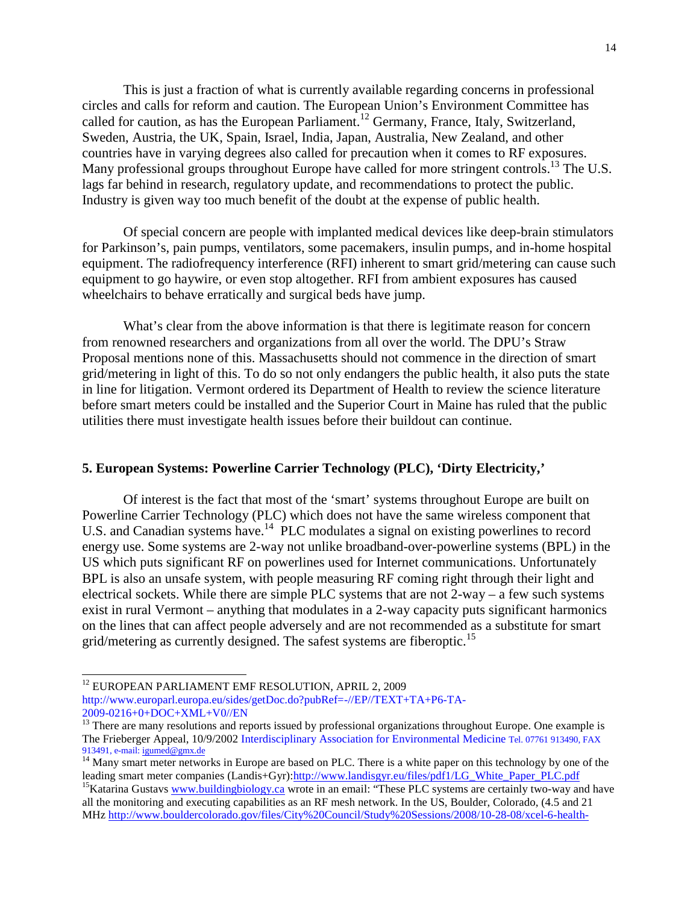This is just a fraction of what is currently available regarding concerns in professional circles and calls for reform and caution. The European Union's Environment Committee has called for caution, as has the European Parliament.[12] Germany, France, Italy, Switzerland, Sweden, Austria, the UK, Spain, Israel, India, Japan, Australia, New Zealand, and other countries have in varying degrees also called for precaution when it comes to RF exposures. Many professional groups throughout Europe have called for more stringent controls.[13] The U.S. lags far behind in research, regulatory update, and recommendations to protect the public. Industry is given way too much benefit of the doubt at the expense of public health.

Of special concern are people with implanted medical devices like deep-brain stimulators for Parkinson's, pain pumps, ventilators, some pacemakers, insulin pumps, and in-home hospital equipment. The radiofrequency interference (RFI) inherent to smart grid/metering can cause such equipment to go haywire, or even stop altogether. RFI from ambient exposures has caused wheelchairs to behave erratically and surgical beds have jump.

What's clear from the above information is that there is legitimate reason for concern from renowned researchers and organizations from all over the world. The DPU's Straw Proposal mentions none of this. Massachusetts should not commence in the direction of smart grid/metering in light of this. To do so not only endangers the public health, it also puts the state in line for litigation. Vermont ordered its Department of Health to review the science literature before smart meters could be installed and the Superior Court in Maine has ruled that the public utilities there must investigate health issues before their buildout can continue.

## 5. European Systems: Powerline Carrier Technology (PLC), 'Dirty Electricity,'

Of interest is the fact that most of the 'smart' systems throughout Europe are built on Powerline Carrier Technology (PLC) which does not have the same wireless component that U.S. and Canadian systems have.[14] PLC modulates a signal on existing powerlines to record energy use. Some systems are 2-way not unlike broadband-over-powerline systems (BPL) in the US which puts significant RF on powerlines used for Internet communications. Unfortunately BPL is also an unsafe system, with people measuring RF coming right through their light and electrical sockets. While there are simple PLC systems that are not 2-way – a few such systems exist in rural Vermont – anything that modulates in a 2-way capacity puts significant harmonics on the lines that can affect people adversely and are not recommended as a substitute for smart grid/metering as currently designed. The safest systems are fiberoptic.[15]

---

[12] EUROPEAN PARLIAMENT EMF RESOLUTION, APRIL 2, 2009 http://www.europarl.europa.eu/sides/getDoc.do?pubRef=-//EP//TEXT+TA+P6-TA-2009-0216+0+DOC+XML+V0//EN

[13] There are many resolutions and reports issued by professional organizations throughout Europe. One example is The Frieberger Appeal, 10/9/2002 Interdisciplinary Association for Environmental Medicine Tel. 07761 913490, FAX 913491, e-mail: igumed@gmx.de

[14] Many smart meter networks in Europe are based on PLC. There is a white paper on this technology by one of the leading smart meter companies (Landis+Gyr):http://www.landisgyr.eu/files/pdf1/LG_White_Paper_PLC.pdf

[15] Katarina Gustavs www.buildingbiology.ca wrote in an email: "These PLC systems are certainly two-way and have all the monitoring and executing capabilities as an RF mesh network. In the US, Boulder, Colorado, (4.5 and 21 MHz http://www.bouldercolorado.gov/files/City%20Council/Study%20Sessions/2008/10-28-08/xcel-6-health-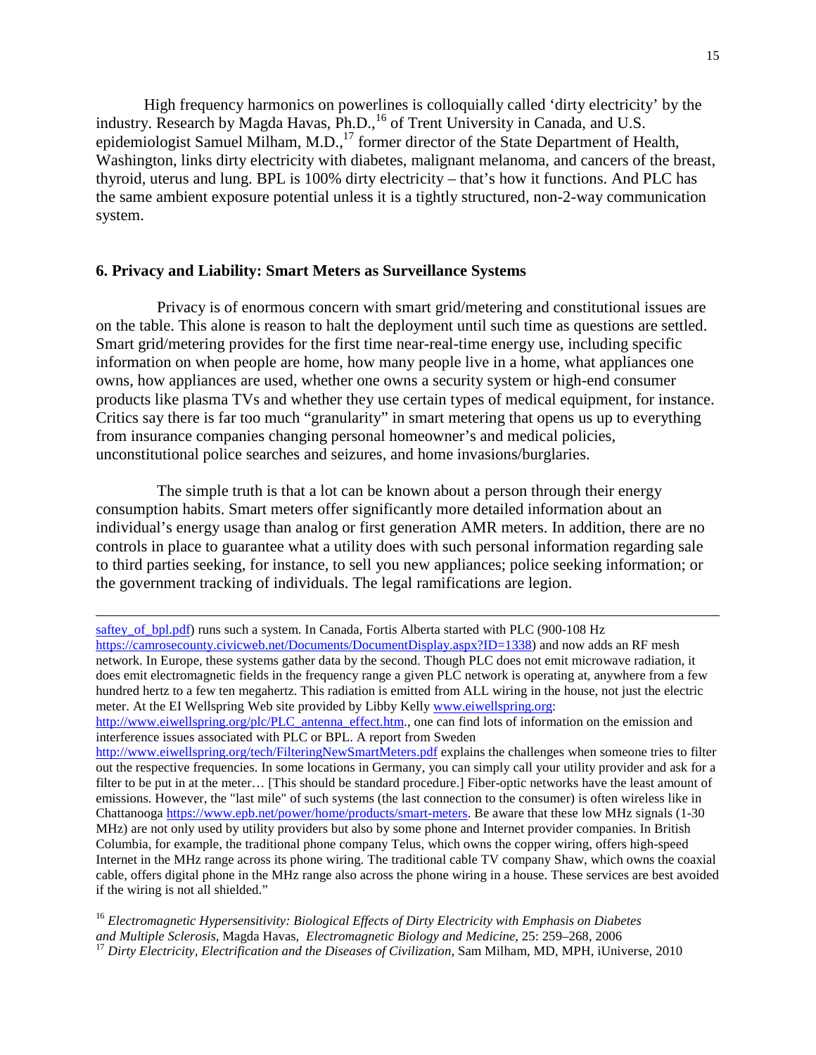High frequency harmonics on powerlines is colloquially called 'dirty electricity' by the industry. Research by Magda Havas, Ph.D.,[16] of Trent University in Canada, and U.S. epidemiologist Samuel Milham, M.D.,[17] former director of the State Department of Health, Washington, links dirty electricity with diabetes, malignant melanoma, and cancers of the breast, thyroid, uterus and lung. BPL is 100% dirty electricity – that's how it functions. And PLC has the same ambient exposure potential unless it is a tightly structured, non-2-way communication system.

## 6. Privacy and Liability: Smart Meters as Surveillance Systems

Privacy is of enormous concern with smart grid/metering and constitutional issues are on the table. This alone is reason to halt the deployment until such time as questions are settled. Smart grid/metering provides for the first time near-real-time energy use, including specific information on when people are home, how many people live in a home, what appliances one owns, how appliances are used, whether one owns a security system or high-end consumer products like plasma TVs and whether they use certain types of medical equipment, for instance. Critics say there is far too much "granularity" in smart metering that opens us up to everything from insurance companies changing personal homeowner's and medical policies, unconstitutional police searches and seizures, and home invasions/burglaries.

The simple truth is that a lot can be known about a person through their energy consumption habits. Smart meters offer significantly more detailed information about an individual's energy usage than analog or first generation AMR meters. In addition, there are no controls in place to guarantee what a utility does with such personal information regarding sale to third parties seeking, for instance, to sell you new appliances; police seeking information; or the government tracking of individuals. The legal ramifications are legion.

---

saftey_of_bpl.pdf) runs such a system. In Canada, Fortis Alberta started with PLC (900-108 Hz https://camrosecounty.civicweb.net/Documents/DocumentDisplay.aspx?ID=1338) and now adds an RF mesh network. In Europe, these systems gather data by the second. Though PLC does not emit microwave radiation, it does emit electromagnetic fields in the frequency range a given PLC network is operating at, anywhere from a few hundred hertz to a few ten megahertz. This radiation is emitted from ALL wiring in the house, not just the electric meter. At the EI Wellspring Web site provided by Libby Kelly www.eiwellspring.org: http://www.eiwellspring.org/plc/PLC_antenna_effect.htm., one can find lots of information on the emission and interference issues associated with PLC or BPL. A report from Sweden http://www.eiwellspring.org/tech/FilteringNewSmartMeters.pdf explains the challenges when someone tries to filter out the respective frequencies. In some locations in Germany, you can simply call your utility provider and ask for a filter to be put in at the meter… [This should be standard procedure.] Fiber-optic networks have the least amount of emissions. However, the "last mile" of such systems (the last connection to the consumer) is often wireless like in Chattanooga https://www.epb.net/power/home/products/smart-meters. Be aware that these low MHz signals (1-30 MHz) are not only used by utility providers but also by some phone and Internet provider companies. In British Columbia, for example, the traditional phone company Telus, which owns the copper wiring, offers high-speed Internet in the MHz range across its phone wiring. The traditional cable TV company Shaw, which owns the coaxial cable, offers digital phone in the MHz range also across the phone wiring in a house. These services are best avoided if the wiring is not all shielded."

[16] *Electromagnetic Hypersensitivity: Biological Effects of Dirty Electricity with Emphasis on Diabetes and Multiple Sclerosis,* Magda Havas, *Electromagnetic Biology and Medicine*, 25: 259–268, 2006

[17] *Dirty Electricity, Electrification and the Diseases of Civilization,* Sam Milham, MD, MPH, iUniverse, 2010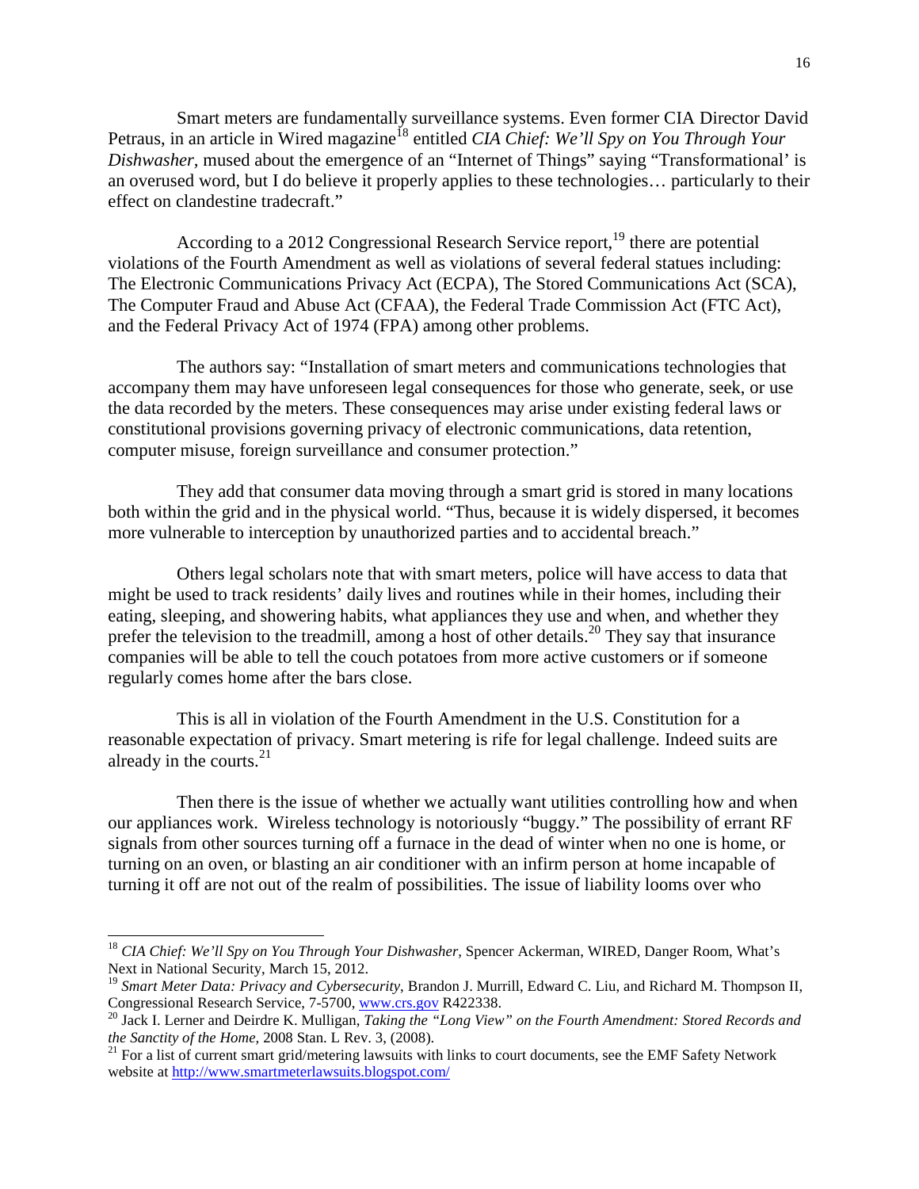Smart meters are fundamentally surveillance systems. Even former CIA Director David Petraus, in an article in Wired magazine[18] entitled *CIA Chief: We'll Spy on You Through Your Dishwasher,* mused about the emergence of an "Internet of Things" saying "Transformational' is an overused word, but I do believe it properly applies to these technologies… particularly to their effect on clandestine tradecraft."

According to a 2012 Congressional Research Service report,[19] there are potential violations of the Fourth Amendment as well as violations of several federal statues including: The Electronic Communications Privacy Act (ECPA), The Stored Communications Act (SCA), The Computer Fraud and Abuse Act (CFAA), the Federal Trade Commission Act (FTC Act), and the Federal Privacy Act of 1974 (FPA) among other problems.

The authors say: "Installation of smart meters and communications technologies that accompany them may have unforeseen legal consequences for those who generate, seek, or use the data recorded by the meters. These consequences may arise under existing federal laws or constitutional provisions governing privacy of electronic communications, data retention, computer misuse, foreign surveillance and consumer protection."

They add that consumer data moving through a smart grid is stored in many locations both within the grid and in the physical world. "Thus, because it is widely dispersed, it becomes more vulnerable to interception by unauthorized parties and to accidental breach."

Others legal scholars note that with smart meters, police will have access to data that might be used to track residents' daily lives and routines while in their homes, including their eating, sleeping, and showering habits, what appliances they use and when, and whether they prefer the television to the treadmill, among a host of other details.[20] They say that insurance companies will be able to tell the couch potatoes from more active customers or if someone regularly comes home after the bars close.

This is all in violation of the Fourth Amendment in the U.S. Constitution for a reasonable expectation of privacy. Smart metering is rife for legal challenge. Indeed suits are already in the courts.[21]

Then there is the issue of whether we actually want utilities controlling how and when our appliances work. Wireless technology is notoriously "buggy." The possibility of errant RF signals from other sources turning off a furnace in the dead of winter when no one is home, or turning on an oven, or blasting an air conditioner with an infirm person at home incapable of turning it off are not out of the realm of possibilities. The issue of liability looms over who

---

[18] *CIA Chief: We'll Spy on You Through Your Dishwasher,* Spencer Ackerman, WIRED, Danger Room, What's Next in National Security, March 15, 2012.

[19] *Smart Meter Data: Privacy and Cybersecurity*, Brandon J. Murrill, Edward C. Liu, and Richard M. Thompson II, Congressional Research Service, 7-5700, www.crs.gov R422338.

[20] Jack I. Lerner and Deirdre K. Mulligan, *Taking the "Long View" on the Fourth Amendment: Stored Records and the Sanctity of the Home,* 2008 Stan. L Rev. 3, (2008).

[21] For a list of current smart grid/metering lawsuits with links to court documents, see the EMF Safety Network website at http://www.smartmeterlawsuits.blogspot.com/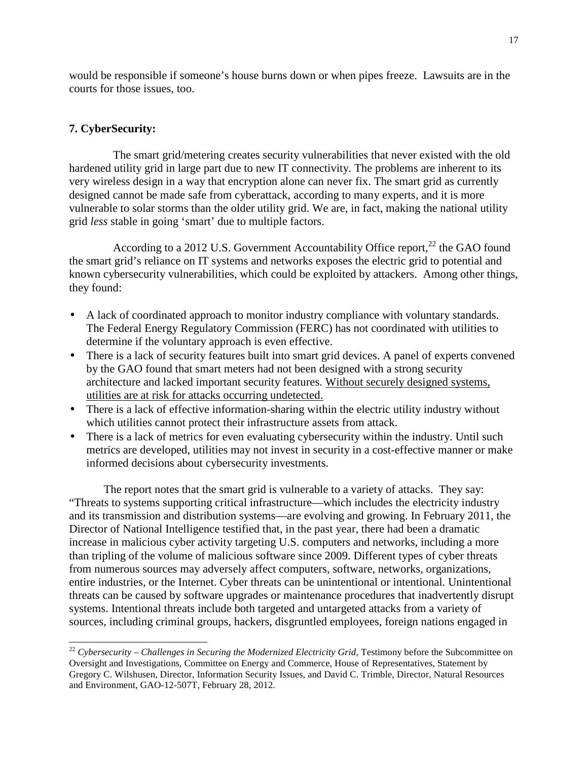would be responsible if someone's house burns down or when pipes freeze. Lawsuits are in the courts for those issues, too.

### 7. CyberSecurity:

The smart grid/metering creates security vulnerabilities that never existed with the old hardened utility grid in large part due to new IT connectivity. The problems are inherent to its very wireless design in a way that encryption alone can never fix. The smart grid as currently designed cannot be made safe from cyberattack, according to many experts, and it is more vulnerable to solar storms than the older utility grid. We are, in fact, making the national utility grid *less* stable in going 'smart' due to multiple factors.

According to a 2012 U.S. Government Accountability Office report,[22] the GAO found the smart grid's reliance on IT systems and networks exposes the electric grid to potential and known cybersecurity vulnerabilities, which could be exploited by attackers. Among other things, they found:

- A lack of coordinated approach to monitor industry compliance with voluntary standards. The Federal Energy Regulatory Commission (FERC) has not coordinated with utilities to determine if the voluntary approach is even effective.
- There is a lack of security features built into smart grid devices. A panel of experts convened by the GAO found that smart meters had not been designed with a strong security architecture and lacked important security features. <u>Without securely designed systems, utilities are at risk for attacks occurring undetected.</u>
- There is a lack of effective information-sharing within the electric utility industry without which utilities cannot protect their infrastructure assets from attack.
- There is a lack of metrics for even evaluating cybersecurity within the industry. Until such metrics are developed, utilities may not invest in security in a cost-effective manner or make informed decisions about cybersecurity investments.

The report notes that the smart grid is vulnerable to a variety of attacks. They say: "Threats to systems supporting critical infrastructure—which includes the electricity industry and its transmission and distribution systems—are evolving and growing. In February 2011, the Director of National Intelligence testified that, in the past year, there had been a dramatic increase in malicious cyber activity targeting U.S. computers and networks, including a more than tripling of the volume of malicious software since 2009. Different types of cyber threats from numerous sources may adversely affect computers, software, networks, organizations, entire industries, or the Internet. Cyber threats can be unintentional or intentional. Unintentional threats can be caused by software upgrades or maintenance procedures that inadvertently disrupt systems. Intentional threats include both targeted and untargeted attacks from a variety of sources, including criminal groups, hackers, disgruntled employees, foreign nations engaged in

---

[22] *Cybersecurity – Challenges in Securing the Modernized Electricity Grid,* Testimony before the Subcommittee on Oversight and Investigations, Committee on Energy and Commerce, House of Representatives, Statement by Gregory C. Wilshusen, Director, Information Security Issues, and David C. Trimble, Director, Natural Resources and Environment, GAO-12-507T, February 28, 2012.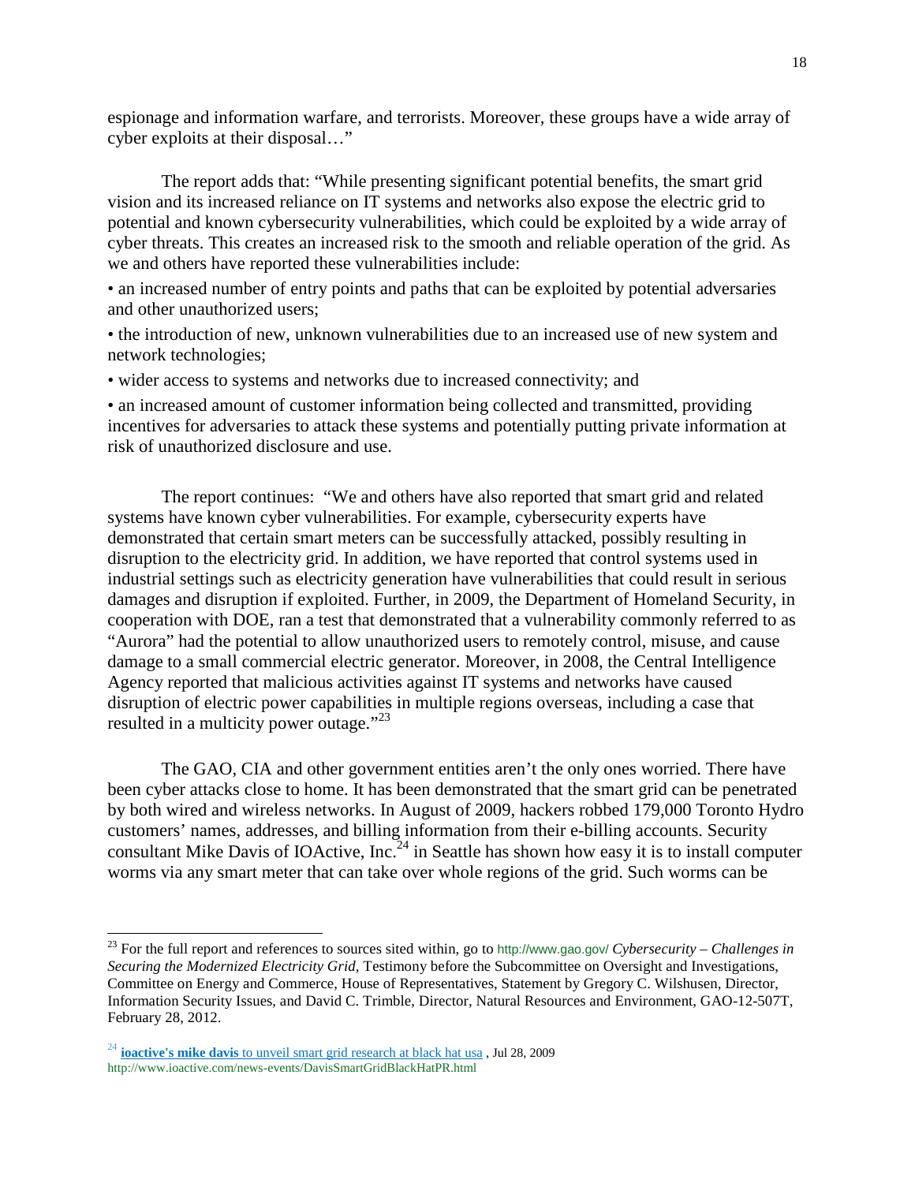espionage and information warfare, and terrorists. Moreover, these groups have a wide array of cyber exploits at their disposal…"

The report adds that: "While presenting significant potential benefits, the smart grid vision and its increased reliance on IT systems and networks also expose the electric grid to potential and known cybersecurity vulnerabilities, which could be exploited by a wide array of cyber threats. This creates an increased risk to the smooth and reliable operation of the grid. As we and others have reported these vulnerabilities include:

• an increased number of entry points and paths that can be exploited by potential adversaries and other unauthorized users;

• the introduction of new, unknown vulnerabilities due to an increased use of new system and network technologies;

• wider access to systems and networks due to increased connectivity; and

• an increased amount of customer information being collected and transmitted, providing incentives for adversaries to attack these systems and potentially putting private information at risk of unauthorized disclosure and use.

The report continues: "We and others have also reported that smart grid and related systems have known cyber vulnerabilities. For example, cybersecurity experts have demonstrated that certain smart meters can be successfully attacked, possibly resulting in disruption to the electricity grid. In addition, we have reported that control systems used in industrial settings such as electricity generation have vulnerabilities that could result in serious damages and disruption if exploited. Further, in 2009, the Department of Homeland Security, in cooperation with DOE, ran a test that demonstrated that a vulnerability commonly referred to as "Aurora" had the potential to allow unauthorized users to remotely control, misuse, and cause damage to a small commercial electric generator. Moreover, in 2008, the Central Intelligence Agency reported that malicious activities against IT systems and networks have caused disruption of electric power capabilities in multiple regions overseas, including a case that resulted in a multicity power outage."[23]

The GAO, CIA and other government entities aren't the only ones worried. There have been cyber attacks close to home. It has been demonstrated that the smart grid can be penetrated by both wired and wireless networks. In August of 2009, hackers robbed 179,000 Toronto Hydro customers' names, addresses, and billing information from their e-billing accounts. Security consultant Mike Davis of IOActive, Inc.[24] in Seattle has shown how easy it is to install computer worms via any smart meter that can take over whole regions of the grid. Such worms can be

---

[23] For the full report and references to sources sited within, go to http://www.gao.gov/ *Cybersecurity – Challenges in Securing the Modernized Electricity Grid*, Testimony before the Subcommittee on Oversight and Investigations, Committee on Energy and Commerce, House of Representatives, Statement by Gregory C. Wilshusen, Director, Information Security Issues, and David C. Trimble, Director, Natural Resources and Environment, GAO-12-507T, February 28, 2012.

[24] **ioactive's mike davis** to unveil smart grid research at black hat usa , Jul 28, 2009 http://www.ioactive.com/news-events/DavisSmartGridBlackHatPR.html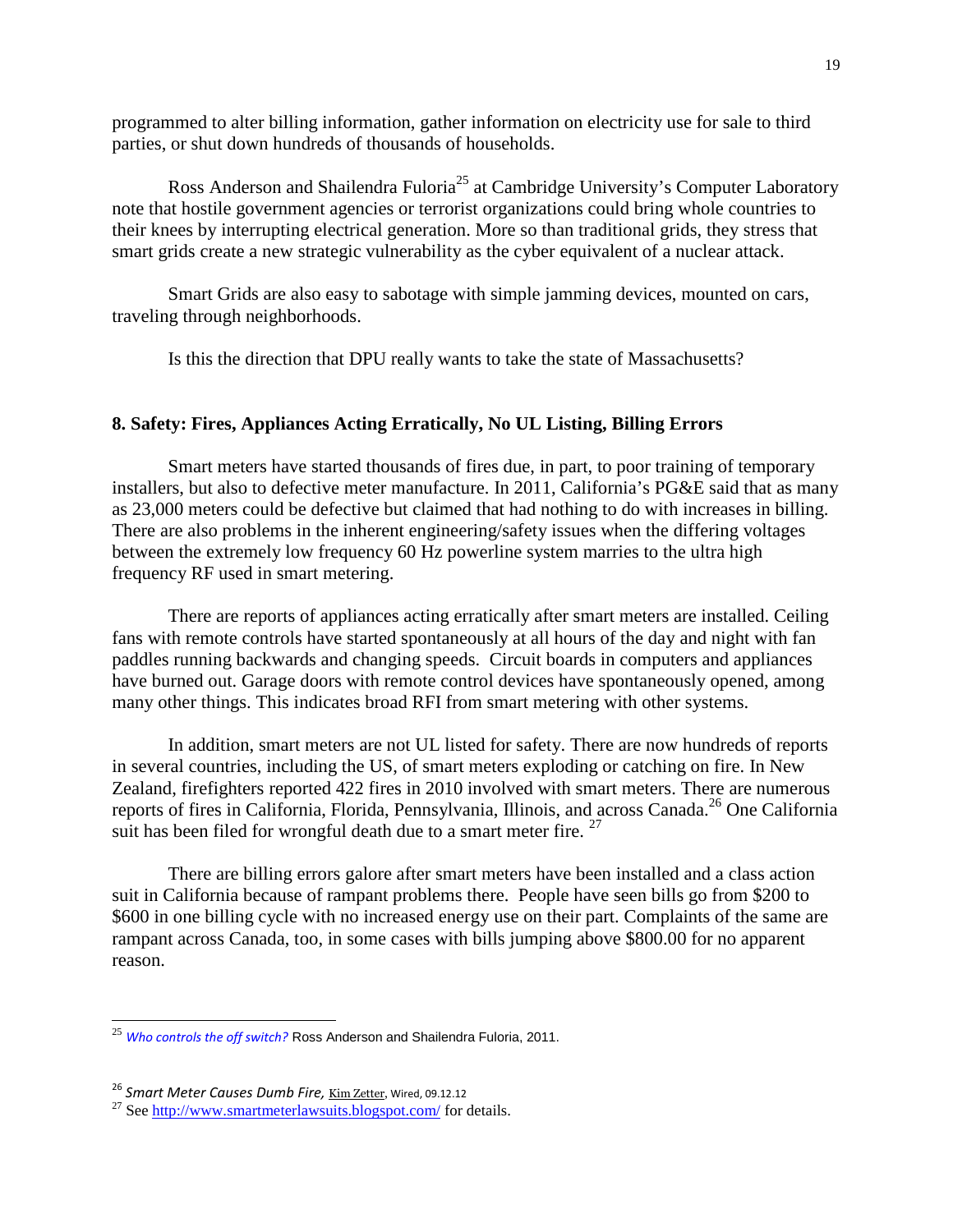programmed to alter billing information, gather information on electricity use for sale to third parties, or shut down hundreds of thousands of households.

Ross Anderson and Shailendra Fuloria[25] at Cambridge University's Computer Laboratory note that hostile government agencies or terrorist organizations could bring whole countries to their knees by interrupting electrical generation. More so than traditional grids, they stress that smart grids create a new strategic vulnerability as the cyber equivalent of a nuclear attack.

Smart Grids are also easy to sabotage with simple jamming devices, mounted on cars, traveling through neighborhoods.

Is this the direction that DPU really wants to take the state of Massachusetts?

**8. Safety: Fires, Appliances Acting Erratically, No UL Listing, Billing Errors**

Smart meters have started thousands of fires due, in part, to poor training of temporary installers, but also to defective meter manufacture. In 2011, California's PG&E said that as many as 23,000 meters could be defective but claimed that had nothing to do with increases in billing. There are also problems in the inherent engineering/safety issues when the differing voltages between the extremely low frequency 60 Hz powerline system marries to the ultra high frequency RF used in smart metering.

There are reports of appliances acting erratically after smart meters are installed. Ceiling fans with remote controls have started spontaneously at all hours of the day and night with fan paddles running backwards and changing speeds. Circuit boards in computers and appliances have burned out. Garage doors with remote control devices have spontaneously opened, among many other things. This indicates broad RFI from smart metering with other systems.

In addition, smart meters are not UL listed for safety. There are now hundreds of reports in several countries, including the US, of smart meters exploding or catching on fire. In New Zealand, firefighters reported 422 fires in 2010 involved with smart meters. There are numerous reports of fires in California, Florida, Pennsylvania, Illinois, and across Canada.[26] One California suit has been filed for wrongful death due to a smart meter fire. [27]

There are billing errors galore after smart meters have been installed and a class action suit in California because of rampant problems there. People have seen bills go from $200 to $600 in one billing cycle with no increased energy use on their part. Complaints of the same are rampant across Canada, too, in some cases with bills jumping above $800.00 for no apparent reason.

---

[25] *Who controls the off switch?* Ross Anderson and Shailendra Fuloria, 2011.

[26] *Smart Meter Causes Dumb Fire,* Kim Zetter, Wired, 09.12.12

[27] See http://www.smartmeterlawsuits.blogspot.com/ for details.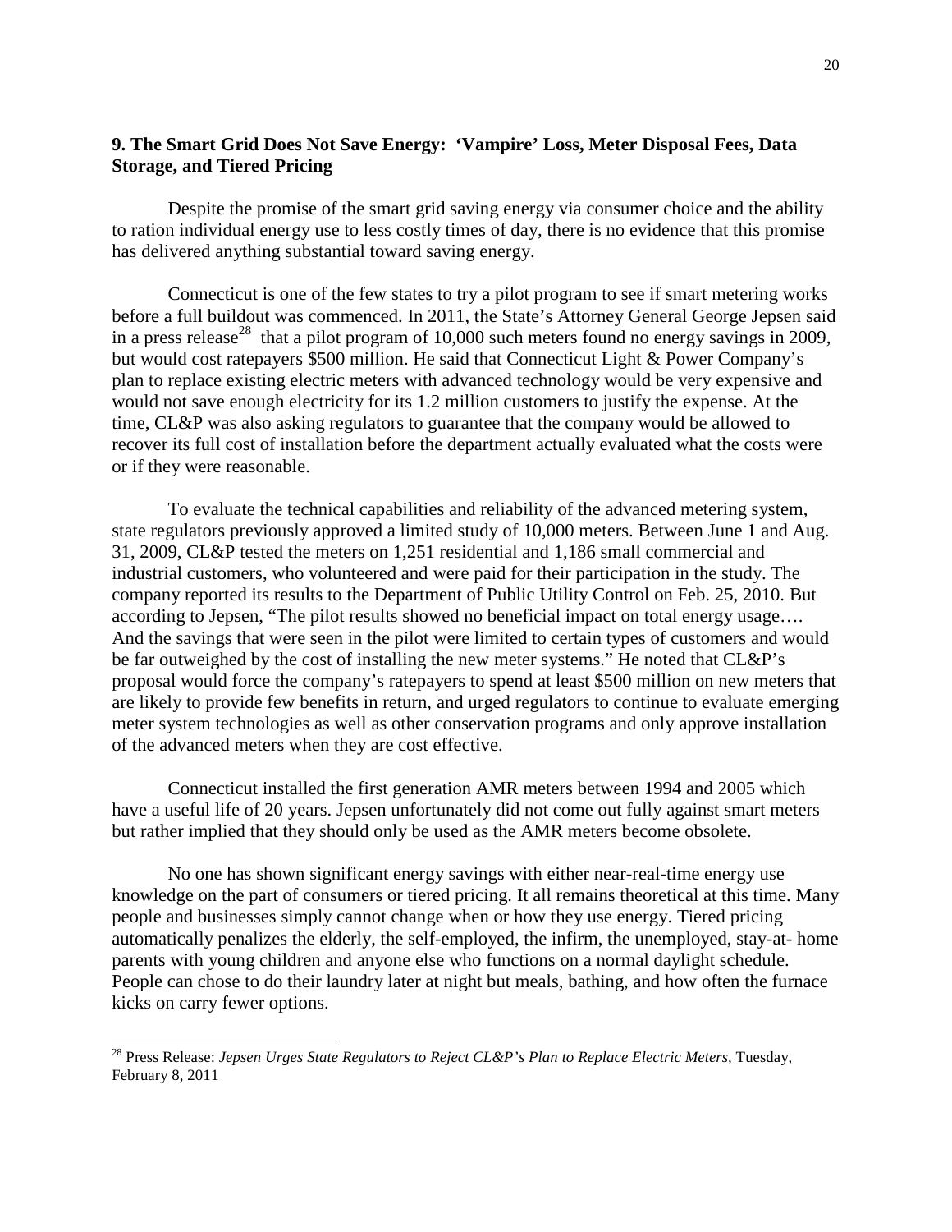### 9. The Smart Grid Does Not Save Energy: 'Vampire' Loss, Meter Disposal Fees, Data Storage, and Tiered Pricing

Despite the promise of the smart grid saving energy via consumer choice and the ability to ration individual energy use to less costly times of day, there is no evidence that this promise has delivered anything substantial toward saving energy.

Connecticut is one of the few states to try a pilot program to see if smart metering works before a full buildout was commenced. In 2011, the State's Attorney General George Jepsen said in a press release[28] that a pilot program of 10,000 such meters found no energy savings in 2009, but would cost ratepayers \$500 million. He said that Connecticut Light & Power Company's plan to replace existing electric meters with advanced technology would be very expensive and would not save enough electricity for its 1.2 million customers to justify the expense. At the time, CL&P was also asking regulators to guarantee that the company would be allowed to recover its full cost of installation before the department actually evaluated what the costs were or if they were reasonable.

To evaluate the technical capabilities and reliability of the advanced metering system, state regulators previously approved a limited study of 10,000 meters. Between June 1 and Aug. 31, 2009, CL&P tested the meters on 1,251 residential and 1,186 small commercial and industrial customers, who volunteered and were paid for their participation in the study. The company reported its results to the Department of Public Utility Control on Feb. 25, 2010. But according to Jepsen, "The pilot results showed no beneficial impact on total energy usage…. And the savings that were seen in the pilot were limited to certain types of customers and would be far outweighed by the cost of installing the new meter systems." He noted that CL&P's proposal would force the company's ratepayers to spend at least \$500 million on new meters that are likely to provide few benefits in return, and urged regulators to continue to evaluate emerging meter system technologies as well as other conservation programs and only approve installation of the advanced meters when they are cost effective.

Connecticut installed the first generation AMR meters between 1994 and 2005 which have a useful life of 20 years. Jepsen unfortunately did not come out fully against smart meters but rather implied that they should only be used as the AMR meters become obsolete.

No one has shown significant energy savings with either near-real-time energy use knowledge on the part of consumers or tiered pricing. It all remains theoretical at this time. Many people and businesses simply cannot change when or how they use energy. Tiered pricing automatically penalizes the elderly, the self-employed, the infirm, the unemployed, stay-at- home parents with young children and anyone else who functions on a normal daylight schedule. People can chose to do their laundry later at night but meals, bathing, and how often the furnace kicks on carry fewer options.

---

[28] Press Release: *Jepsen Urges State Regulators to Reject CL&P's Plan to Replace Electric Meters,* Tuesday, February 8, 2011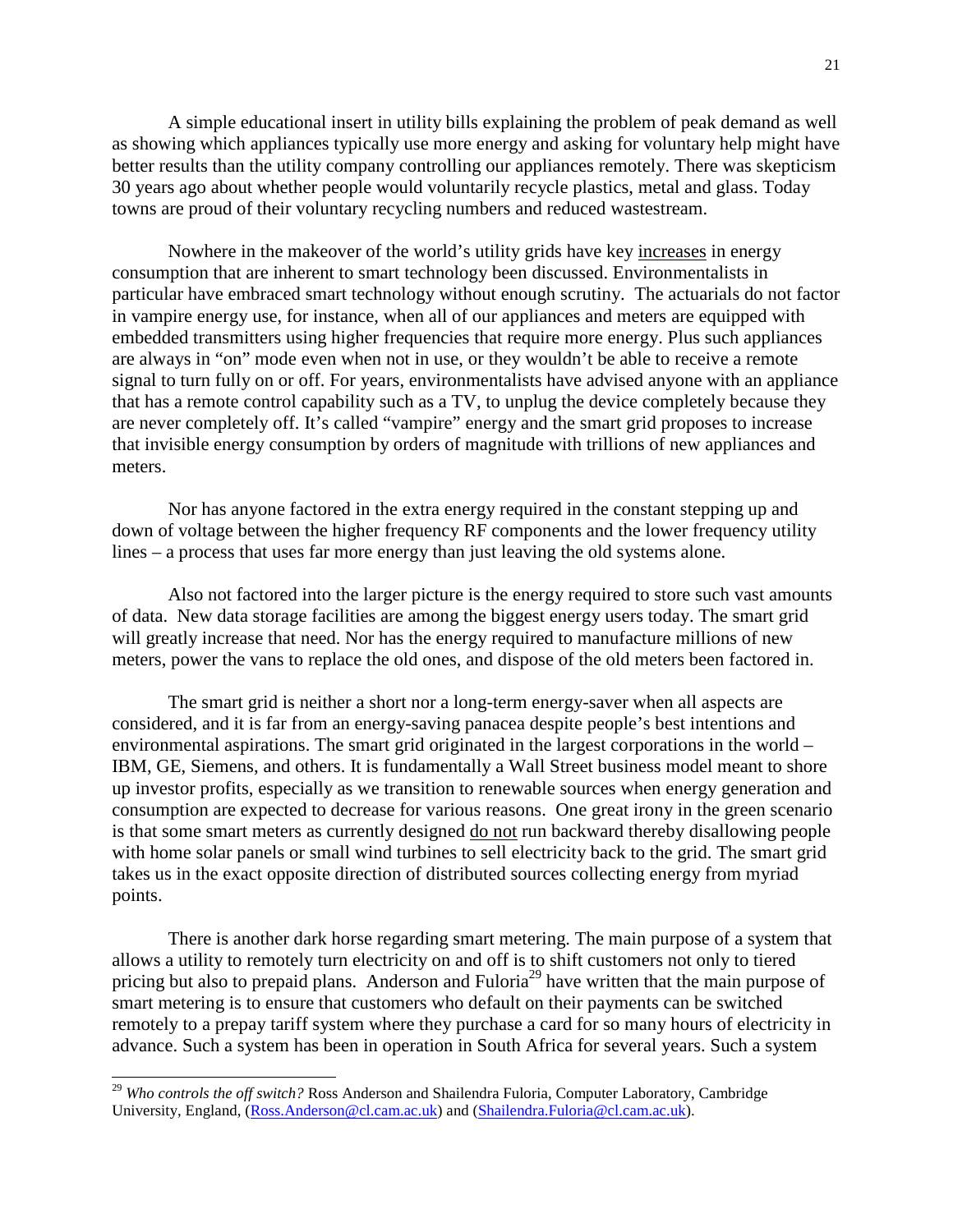A simple educational insert in utility bills explaining the problem of peak demand as well as showing which appliances typically use more energy and asking for voluntary help might have better results than the utility company controlling our appliances remotely. There was skepticism 30 years ago about whether people would voluntarily recycle plastics, metal and glass. Today towns are proud of their voluntary recycling numbers and reduced wastestream.

Nowhere in the makeover of the world's utility grids have key <u>increases</u> in energy consumption that are inherent to smart technology been discussed. Environmentalists in particular have embraced smart technology without enough scrutiny. The actuarials do not factor in vampire energy use, for instance, when all of our appliances and meters are equipped with embedded transmitters using higher frequencies that require more energy. Plus such appliances are always in "on" mode even when not in use, or they wouldn't be able to receive a remote signal to turn fully on or off. For years, environmentalists have advised anyone with an appliance that has a remote control capability such as a TV, to unplug the device completely because they are never completely off. It's called "vampire" energy and the smart grid proposes to increase that invisible energy consumption by orders of magnitude with trillions of new appliances and meters.

Nor has anyone factored in the extra energy required in the constant stepping up and down of voltage between the higher frequency RF components and the lower frequency utility lines – a process that uses far more energy than just leaving the old systems alone.

Also not factored into the larger picture is the energy required to store such vast amounts of data. New data storage facilities are among the biggest energy users today. The smart grid will greatly increase that need. Nor has the energy required to manufacture millions of new meters, power the vans to replace the old ones, and dispose of the old meters been factored in.

The smart grid is neither a short nor a long-term energy-saver when all aspects are considered, and it is far from an energy-saving panacea despite people's best intentions and environmental aspirations. The smart grid originated in the largest corporations in the world – IBM, GE, Siemens, and others. It is fundamentally a Wall Street business model meant to shore up investor profits, especially as we transition to renewable sources when energy generation and consumption are expected to decrease for various reasons. One great irony in the green scenario is that some smart meters as currently designed <u>do not</u> run backward thereby disallowing people with home solar panels or small wind turbines to sell electricity back to the grid. The smart grid takes us in the exact opposite direction of distributed sources collecting energy from myriad points.

There is another dark horse regarding smart metering. The main purpose of a system that allows a utility to remotely turn electricity on and off is to shift customers not only to tiered pricing but also to prepaid plans. Anderson and Fuloria[29] have written that the main purpose of smart metering is to ensure that customers who default on their payments can be switched remotely to a prepay tariff system where they purchase a card for so many hours of electricity in advance. Such a system has been in operation in South Africa for several years. Such a system

---

[29] *Who controls the off switch?* Ross Anderson and Shailendra Fuloria, Computer Laboratory, Cambridge University, England, (Ross.Anderson@cl.cam.ac.uk) and (Shailendra.Fuloria@cl.cam.ac.uk).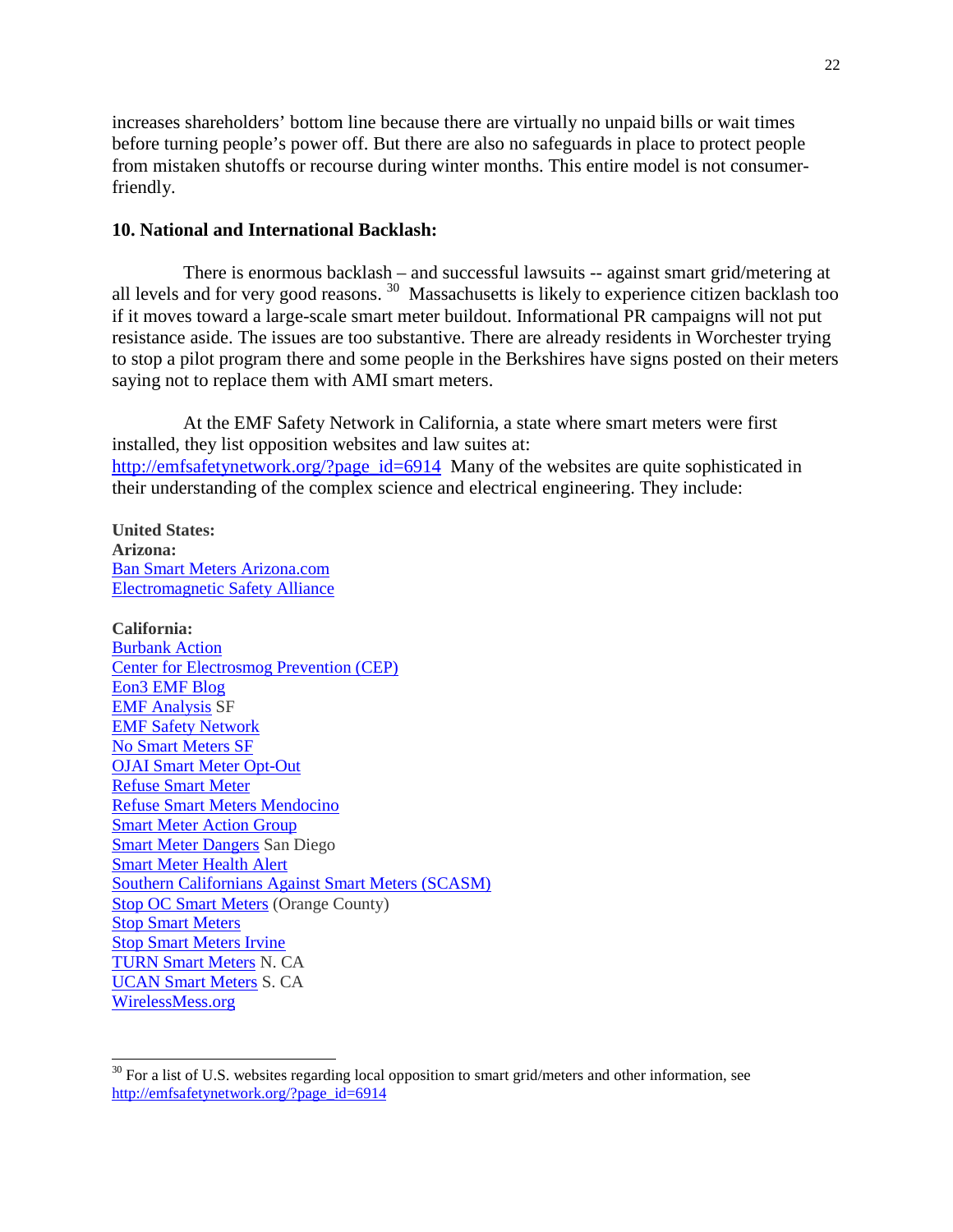increases shareholders' bottom line because there are virtually no unpaid bills or wait times before turning people's power off. But there are also no safeguards in place to protect people from mistaken shutoffs or recourse during winter months. This entire model is not consumer-friendly.

### 10. National and International Backlash:

There is enormous backlash – and successful lawsuits -- against smart grid/metering at all levels and for very good reasons. [30] Massachusetts is likely to experience citizen backlash too if it moves toward a large-scale smart meter buildout. Informational PR campaigns will not put resistance aside. The issues are too substantive. There are already residents in Worchester trying to stop a pilot program there and some people in the Berkshires have signs posted on their meters saying not to replace them with AMI smart meters.

At the EMF Safety Network in California, a state where smart meters were first installed, they list opposition websites and law suites at: http://emfsafetynetwork.org/?page_id=6914 Many of the websites are quite sophisticated in their understanding of the complex science and electrical engineering. They include:

**United States:**
**Arizona:**
Ban Smart Meters Arizona.com
Electromagnetic Safety Alliance

**California:**
Burbank Action
Center for Electrosmog Prevention (CEP)
Eon3 EMF Blog
EMF Analysis SF
EMF Safety Network
No Smart Meters SF
OJAI Smart Meter Opt-Out
Refuse Smart Meter
Refuse Smart Meters Mendocino
Smart Meter Action Group
Smart Meter Dangers San Diego
Smart Meter Health Alert
Southern Californians Against Smart Meters (SCASM)
Stop OC Smart Meters (Orange County)
Stop Smart Meters
Stop Smart Meters Irvine
TURN Smart Meters N. CA
UCAN Smart Meters S. CA
WirelessMess.org

---

[30] For a list of U.S. websites regarding local opposition to smart grid/meters and other information, see http://emfsafetynetwork.org/?page_id=6914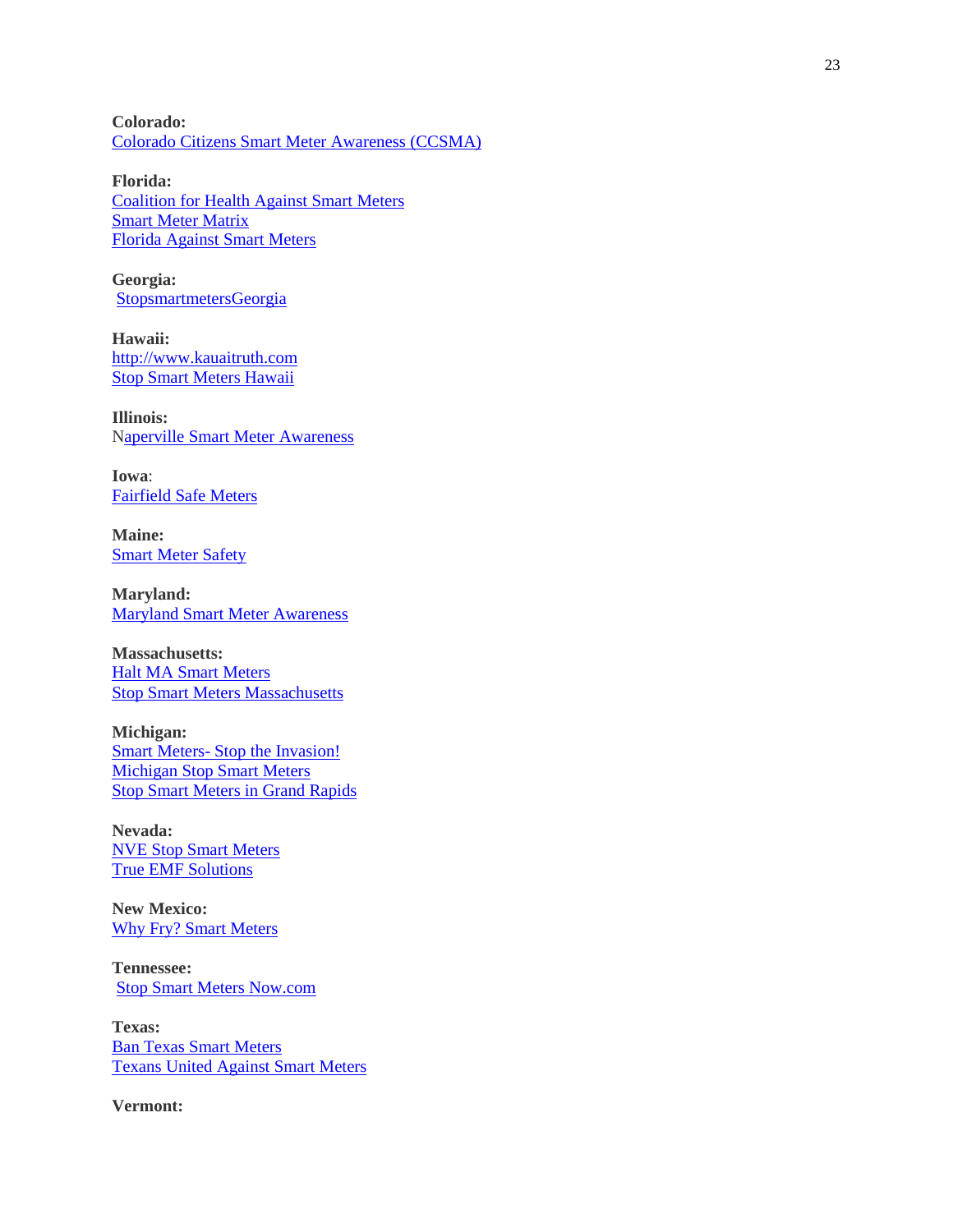**Colorado:**
Colorado Citizens Smart Meter Awareness (CCSMA)

**Florida:**
Coalition for Health Against Smart Meters
Smart Meter Matrix
Florida Against Smart Meters

**Georgia:**
StopsmartmetersGeorgia

**Hawaii:**
http://www.kauaitruth.com
Stop Smart Meters Hawaii

**Illinois:**
Naperville Smart Meter Awareness

**Iowa**:
Fairfield Safe Meters

**Maine:**
Smart Meter Safety

**Maryland:**
Maryland Smart Meter Awareness

**Massachusetts:**
Halt MA Smart Meters
Stop Smart Meters Massachusetts

**Michigan:**
Smart Meters- Stop the Invasion!
Michigan Stop Smart Meters
Stop Smart Meters in Grand Rapids

**Nevada:**
NVE Stop Smart Meters
True EMF Solutions

**New Mexico:**
Why Fry? Smart Meters

**Tennessee:**
Stop Smart Meters Now.com

**Texas:**
Ban Texas Smart Meters
Texans United Against Smart Meters

**Vermont:**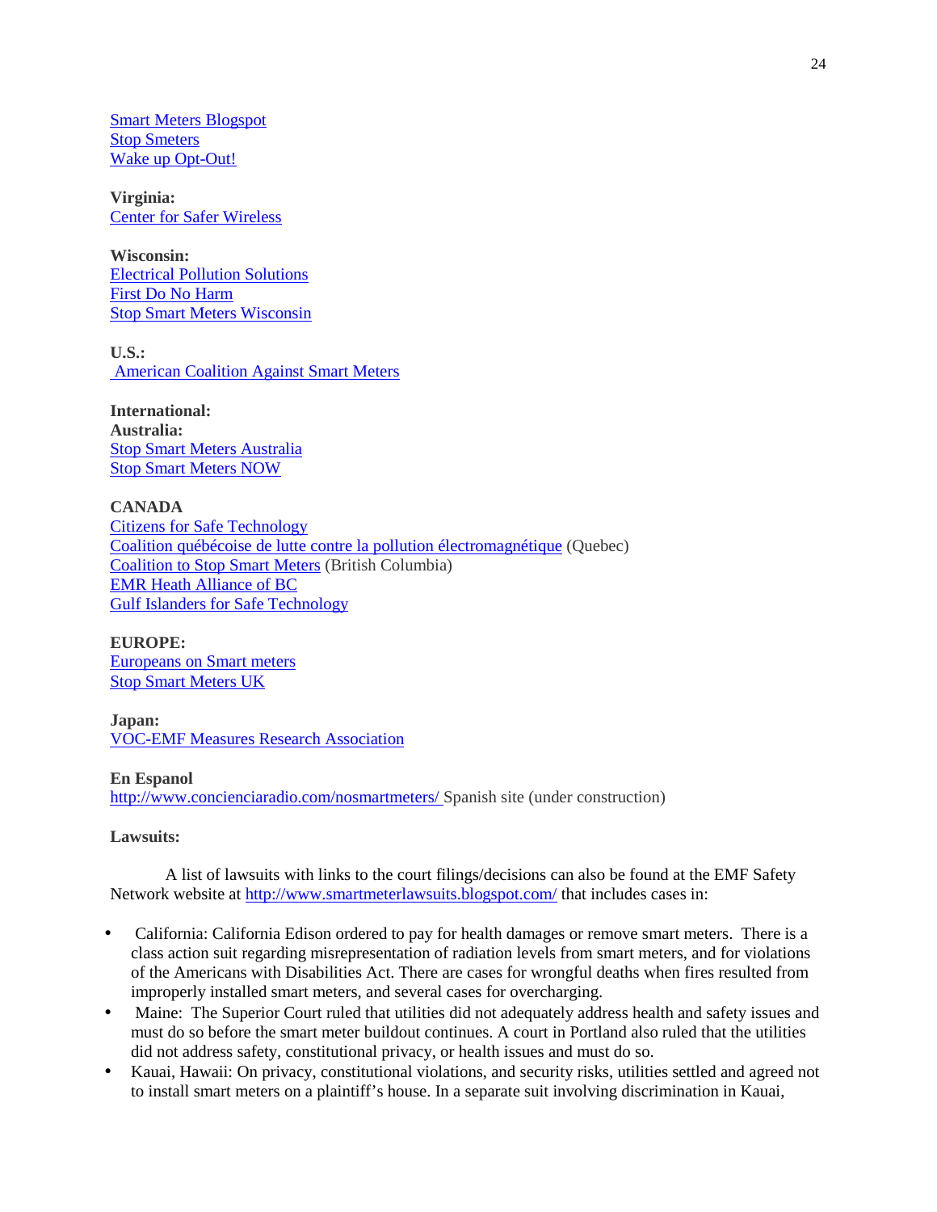Smart Meters Blogspot
Stop Smeters
Wake up Opt-Out!

**Virginia:**
Center for Safer Wireless

**Wisconsin:**
Electrical Pollution Solutions
First Do No Harm
Stop Smart Meters Wisconsin

**U.S.:**
American Coalition Against Smart Meters

**International:**
**Australia:**
Stop Smart Meters Australia
Stop Smart Meters NOW

**CANADA**
Citizens for Safe Technology
Coalition québécoise de lutte contre la pollution électromagnétique (Quebec)
Coalition to Stop Smart Meters (British Columbia)
EMR Heath Alliance of BC
Gulf Islanders for Safe Technology

**EUROPE:**
Europeans on Smart meters
Stop Smart Meters UK

**Japan:**
VOC-EMF Measures Research Association

**En Espanol**
http://www.concienciaradio.com/nosmartmeters/ Spanish site (under construction)

**Lawsuits:**

A list of lawsuits with links to the court filings/decisions can also be found at the EMF Safety Network website at http://www.smartmeterlawsuits.blogspot.com/ that includes cases in:

- California: California Edison ordered to pay for health damages or remove smart meters. There is a class action suit regarding misrepresentation of radiation levels from smart meters, and for violations of the Americans with Disabilities Act. There are cases for wrongful deaths when fires resulted from improperly installed smart meters, and several cases for overcharging.
- Maine: The Superior Court ruled that utilities did not adequately address health and safety issues and must do so before the smart meter buildout continues. A court in Portland also ruled that the utilities did not address safety, constitutional privacy, or health issues and must do so.
- Kauai, Hawaii: On privacy, constitutional violations, and security risks, utilities settled and agreed not to install smart meters on a plaintiff's house. In a separate suit involving discrimination in Kauai,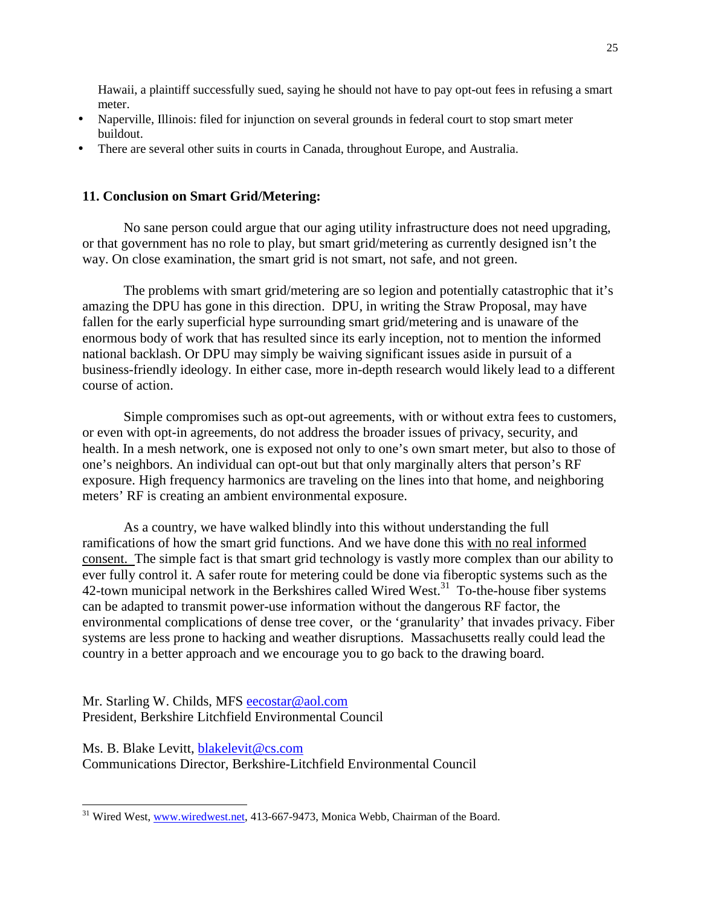Hawaii, a plaintiff successfully sued, saying he should not have to pay opt-out fees in refusing a smart meter.

- Naperville, Illinois: filed for injunction on several grounds in federal court to stop smart meter buildout.
- There are several other suits in courts in Canada, throughout Europe, and Australia.

### 11. Conclusion on Smart Grid/Metering:

No sane person could argue that our aging utility infrastructure does not need upgrading, or that government has no role to play, but smart grid/metering as currently designed isn't the way. On close examination, the smart grid is not smart, not safe, and not green.

The problems with smart grid/metering are so legion and potentially catastrophic that it's amazing the DPU has gone in this direction. DPU, in writing the Straw Proposal, may have fallen for the early superficial hype surrounding smart grid/metering and is unaware of the enormous body of work that has resulted since its early inception, not to mention the informed national backlash. Or DPU may simply be waiving significant issues aside in pursuit of a business-friendly ideology. In either case, more in-depth research would likely lead to a different course of action.

Simple compromises such as opt-out agreements, with or without extra fees to customers, or even with opt-in agreements, do not address the broader issues of privacy, security, and health. In a mesh network, one is exposed not only to one's own smart meter, but also to those of one's neighbors. An individual can opt-out but that only marginally alters that person's RF exposure. High frequency harmonics are traveling on the lines into that home, and neighboring meters' RF is creating an ambient environmental exposure.

As a country, we have walked blindly into this without understanding the full ramifications of how the smart grid functions. And we have done this with no real informed consent. The simple fact is that smart grid technology is vastly more complex than our ability to ever fully control it. A safer route for metering could be done via fiberoptic systems such as the 42-town municipal network in the Berkshires called Wired West.[31] To-the-house fiber systems can be adapted to transmit power-use information without the dangerous RF factor, the environmental complications of dense tree cover, or the 'granularity' that invades privacy. Fiber systems are less prone to hacking and weather disruptions. Massachusetts really could lead the country in a better approach and we encourage you to go back to the drawing board.

Mr. Starling W. Childs, MFS eecostar@aol.com
President, Berkshire Litchfield Environmental Council

Ms. B. Blake Levitt, blakelevit@cs.com
Communications Director, Berkshire-Litchfield Environmental Council

[31] Wired West, www.wiredwest.net, 413-667-9473, Monica Webb, Chairman of the Board.